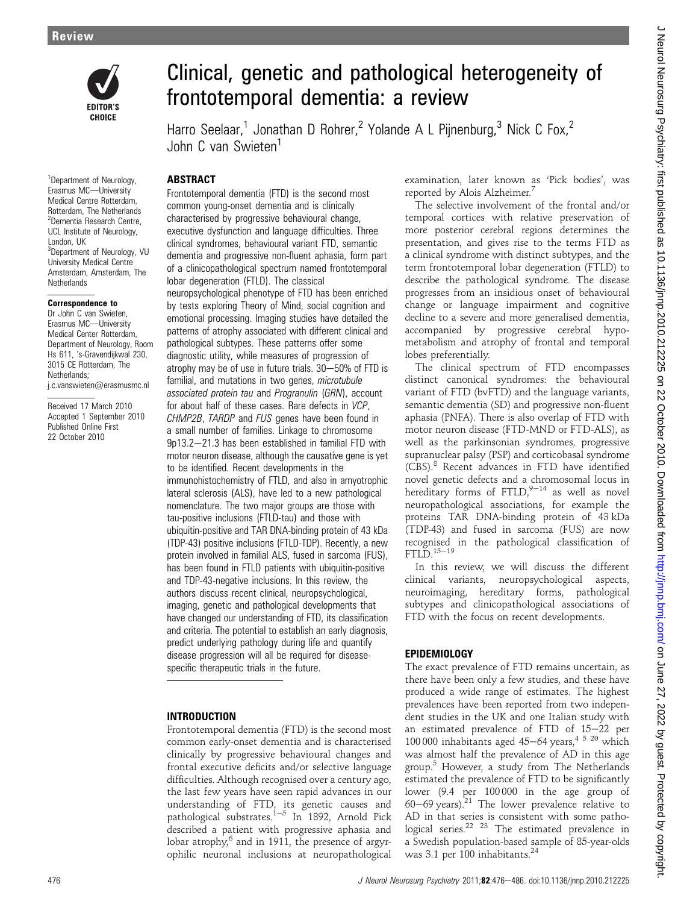# Clinical, genetic and pathological heterogeneity of frontotemporal dementia: a review

Harro Seelaar,[1] Jonathan D Rohrer,[2] Yolande A L Pijnenburg,[3] Nick C Fox,[2] John C van Swieten[1]

[1]Department of Neurology, Erasmus MC—University Medical Centre Rotterdam, Rotterdam, The Netherlands
[2]Dementia Research Centre, UCL Institute of Neurology, London, UK
[3]Department of Neurology, VU University Medical Centre Amsterdam, Amsterdam, The Netherlands

**Correspondence to**
Dr John C van Swieten, Erasmus MC—University Medical Center Rotterdam, Department of Neurology, Room Hs 611, 's-Gravendijkwal 230, 3015 CE Rotterdam, The Netherlands; j.c.vanswieten@erasmusmc.nl

Received 17 March 2010
Accepted 1 September 2010
Published Online First 22 October 2010

## ABSTRACT

Frontotemporal dementia (FTD) is the second most common young-onset dementia and is clinically characterised by progressive behavioural change, executive dysfunction and language difficulties. Three clinical syndromes, behavioural variant FTD, semantic dementia and progressive non-fluent aphasia, form part of a clinicopathological spectrum named frontotemporal lobar degeneration (FTLD). The classical neuropsychological phenotype of FTD has been enriched by tests exploring Theory of Mind, social cognition and emotional processing. Imaging studies have detailed the patterns of atrophy associated with different clinical and pathological subtypes. These patterns offer some diagnostic utility, while measures of progression of atrophy may be of use in future trials. 30–50% of FTD is familial, and mutations in two genes, *microtubule associated protein tau* and *Progranulin* (*GRN*), account for about half of these cases. Rare defects in *VCP*, *CHMP2B*, *TARDP* and *FUS* genes have been found in a small number of families. Linkage to chromosome 9p13.2–21.3 has been established in familial FTD with motor neuron disease, although the causative gene is yet to be identified. Recent developments in the immunohistochemistry of FTLD, and also in amyotrophic lateral sclerosis (ALS), have led to a new pathological nomenclature. The two major groups are those with tau-positive inclusions (FTLD-tau) and those with ubiquitin-positive and TAR DNA-binding protein of 43 kDa (TDP-43) positive inclusions (FTLD-TDP). Recently, a new protein involved in familial ALS, fused in sarcoma (FUS), has been found in FTLD patients with ubiquitin-positive and TDP-43-negative inclusions. In this review, the authors discuss recent clinical, neuropsychological, imaging, genetic and pathological developments that have changed our understanding of FTD, its classification and criteria. The potential to establish an early diagnosis, predict underlying pathology during life and quantify disease progression will all be required for disease-specific therapeutic trials in the future.

## INTRODUCTION

Frontotemporal dementia (FTD) is the second most common early-onset dementia and is characterised clinically by progressive behavioural changes and frontal executive deficits and/or selective language difficulties. Although recognised over a century ago, the last few years have seen rapid advances in our understanding of FTD, its genetic causes and pathological substrates.[1–5] In 1892, Arnold Pick described a patient with progressive aphasia and lobar atrophy,[6] and in 1911, the presence of argyrophilic neuronal inclusions at neuropathological examination, later known as 'Pick bodies', was reported by Alois Alzheimer.[7]

The selective involvement of the frontal and/or temporal cortices with relative preservation of more posterior cerebral regions determines the presentation, and gives rise to the terms FTD as a clinical syndrome with distinct subtypes, and the term frontotemporal lobar degeneration (FTLD) to describe the pathological syndrome. The disease progresses from an insidious onset of behavioural change or language impairment and cognitive decline to a severe and more generalised dementia, accompanied by progressive cerebral hypometabolism and atrophy of frontal and temporal lobes preferentially.

The clinical spectrum of FTD encompasses distinct canonical syndromes: the behavioural variant of FTD (bvFTD) and the language variants, semantic dementia (SD) and progressive non-fluent aphasia (PNFA). There is also overlap of FTD with motor neuron disease (FTD-MND or FTD-ALS), as well as the parkinsonian syndromes, progressive supranuclear palsy (PSP) and corticobasal syndrome (CBS).[8] Recent advances in FTD have identified novel genetic defects and a chromosomal locus in hereditary forms of FTLD,[9–14] as well as novel neuropathological associations, for example the proteins TAR DNA-binding protein of 43 kDa (TDP-43) and fused in sarcoma (FUS) are now recognised in the pathological classification of FTLD.[15–19]

In this review, we will discuss the different clinical variants, neuropsychological aspects, neuroimaging, hereditary forms, pathological subtypes and clinicopathological associations of FTD with the focus on recent developments.

## EPIDEMIOLOGY

The exact prevalence of FTD remains uncertain, as there have been only a few studies, and these have produced a wide range of estimates. The highest prevalences have been reported from two independent studies in the UK and one Italian study with an estimated prevalence of FTD of 15–22 per 100 000 inhabitants aged 45–64 years,[4 5 20] which was almost half the prevalence of AD in this age group.[5] However, a study from The Netherlands estimated the prevalence of FTD to be significantly lower (9.4 per 100 000 in the age group of 60–69 years).[21] The lower prevalence relative to AD in that series is consistent with some pathological series.[22 23] The estimated prevalence in a Swedish population-based sample of 85-year-olds was 3.1 per 100 inhabitants.[24]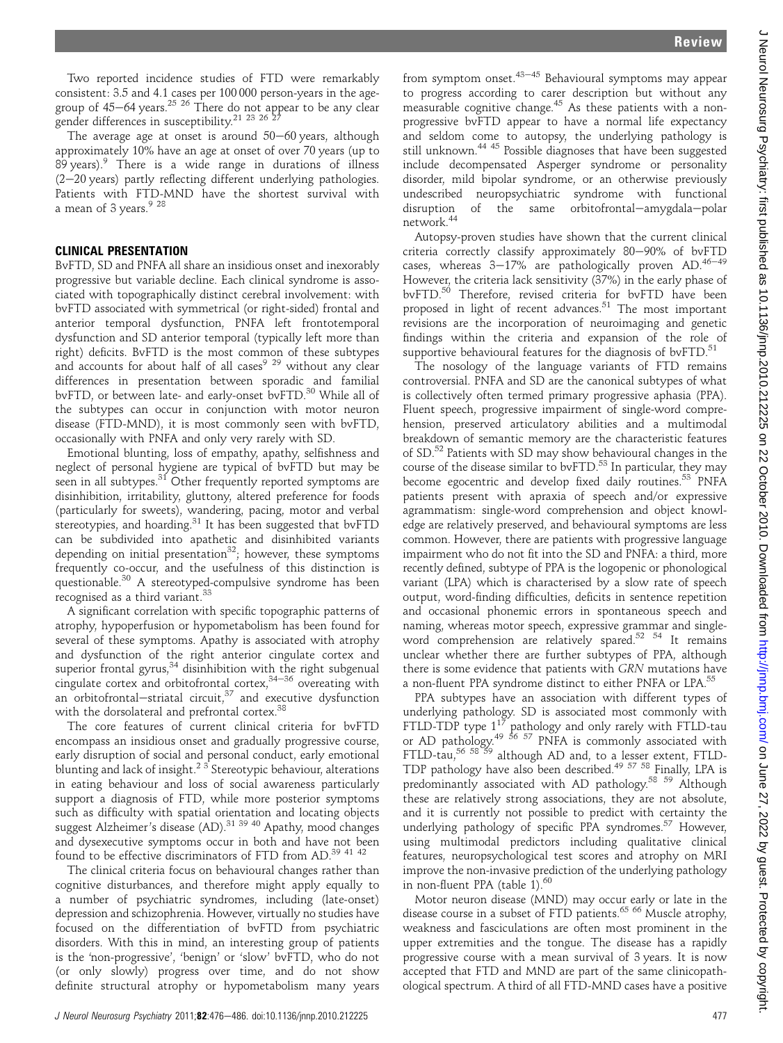Two reported incidence studies of FTD were remarkably consistent: 3.5 and 4.1 cases per 100 000 person-years in the age-group of 45–64 years.[25 26] There do not appear to be any clear gender differences in susceptibility.[21 23 26 27]

The average age at onset is around 50–60 years, although approximately 10% have an age at onset of over 70 years (up to 89 years).[9] There is a wide range in durations of illness (2–20 years) partly reflecting different underlying pathologies. Patients with FTD-MND have the shortest survival with a mean of 3 years.[9 28]

## CLINICAL PRESENTATION

BvFTD, SD and PNFA all share an insidious onset and inexorably progressive but variable decline. Each clinical syndrome is associated with topographically distinct cerebral involvement: with bvFTD associated with symmetrical (or right-sided) frontal and anterior temporal dysfunction, PNFA left frontotemporal dysfunction and SD anterior temporal (typically left more than right) deficits. BvFTD is the most common of these subtypes and accounts for about half of all cases[9 29] without any clear differences in presentation between sporadic and familial bvFTD, or between late- and early-onset bvFTD.[30] While all of the subtypes can occur in conjunction with motor neuron disease (FTD-MND), it is most commonly seen with bvFTD, occasionally with PNFA and only very rarely with SD.

Emotional blunting, loss of empathy, apathy, selfishness and neglect of personal hygiene are typical of bvFTD but may be seen in all subtypes.[31] Other frequently reported symptoms are disinhibition, irritability, gluttony, altered preference for foods (particularly for sweets), wandering, pacing, motor and verbal stereotypies, and hoarding.[31] It has been suggested that bvFTD can be subdivided into apathetic and disinhibited variants depending on initial presentation[32]; however, these symptoms frequently co-occur, and the usefulness of this distinction is questionable.[30] A stereotyped-compulsive syndrome has been recognised as a third variant.[33]

A significant correlation with specific topographic patterns of atrophy, hypoperfusion or hypometabolism has been found for several of these symptoms. Apathy is associated with atrophy and dysfunction of the right anterior cingulate cortex and superior frontal gyrus,[34] disinhibition with the right subgenual cingulate cortex and orbitofrontal cortex,[34–36] overeating with an orbitofrontal–striatal circuit,[37] and executive dysfunction with the dorsolateral and prefrontal cortex.[38]

The core features of current clinical criteria for bvFTD encompass an insidious onset and gradually progressive course, early disruption of social and personal conduct, early emotional blunting and lack of insight.[2 3] Stereotypic behaviour, alterations in eating behaviour and loss of social awareness particularly support a diagnosis of FTD, while more posterior symptoms such as difficulty with spatial orientation and locating objects suggest Alzheimer's disease (AD).[31 39 40] Apathy, mood changes and dysexecutive symptoms occur in both and have not been found to be effective discriminators of FTD from AD.[39 41 42]

The clinical criteria focus on behavioural changes rather than cognitive disturbances, and therefore might apply equally to a number of psychiatric syndromes, including (late-onset) depression and schizophrenia. However, virtually no studies have focused on the differentiation of bvFTD from psychiatric disorders. With this in mind, an interesting group of patients is the 'non-progressive', 'benign' or 'slow' bvFTD, who do not (or only slowly) progress over time, and do not show definite structural atrophy or hypometabolism many years from symptom onset.[43–45] Behavioural symptoms may appear to progress according to carer description but without any measurable cognitive change.[45] As these patients with a non-progressive bvFTD appear to have a normal life expectancy and seldom come to autopsy, the underlying pathology is still unknown.[44 45] Possible diagnoses that have been suggested include decompensated Asperger syndrome or personality disorder, mild bipolar syndrome, or an otherwise previously undescribed neuropsychiatric syndrome with functional disruption of the same orbitofrontal–amygdala–polar network.[44]

Autopsy-proven studies have shown that the current clinical criteria correctly classify approximately 80–90% of bvFTD cases, whereas 3–17% are pathologically proven AD.[46–49] However, the criteria lack sensitivity (37%) in the early phase of bvFTD.[50] Therefore, revised criteria for bvFTD have been proposed in light of recent advances.[51] The most important revisions are the incorporation of neuroimaging and genetic findings within the criteria and expansion of the role of supportive behavioural features for the diagnosis of bvFTD.[51]

The nosology of the language variants of FTD remains controversial. PNFA and SD are the canonical subtypes of what is collectively often termed primary progressive aphasia (PPA). Fluent speech, progressive impairment of single-word comprehension, preserved articulatory abilities and a multimodal breakdown of semantic memory are the characteristic features of SD.[52] Patients with SD may show behavioural changes in the course of the disease similar to bvFTD.[53] In particular, they may become egocentric and develop fixed daily routines.[53] PNFA patients present with apraxia of speech and/or expressive agrammatism: single-word comprehension and object knowledge are relatively preserved, and behavioural symptoms are less common. However, there are patients with progressive language impairment who do not fit into the SD and PNFA: a third, more recently defined, subtype of PPA is the logopenic or phonological variant (LPA) which is characterised by a slow rate of speech output, word-finding difficulties, deficits in sentence repetition and occasional phonemic errors in spontaneous speech and naming, whereas motor speech, expressive grammar and single-word comprehension are relatively spared.[52 54] It remains unclear whether there are further subtypes of PPA, although there is some evidence that patients with *GRN* mutations have a non-fluent PPA syndrome distinct to either PNFA or LPA.[55]

PPA subtypes have an association with different types of underlying pathology. SD is associated most commonly with FTLD-TDP type 1[17] pathology and only rarely with FTLD-tau or AD pathology.[49 56 57] PNFA is commonly associated with FTLD-tau,[56 58 59] although AD and, to a lesser extent, FTLD-TDP pathology have also been described.[49 57 58] Finally, LPA is predominantly associated with AD pathology.[58 59] Although these are relatively strong associations, they are not absolute, and it is currently not possible to predict with certainty the underlying pathology of specific PPA syndromes.[57] However, using multimodal predictors including qualitative clinical features, neuropsychological test scores and atrophy on MRI improve the non-invasive prediction of the underlying pathology in non-fluent PPA (table 1).[60]

Motor neuron disease (MND) may occur early or late in the disease course in a subset of FTD patients.[65 66] Muscle atrophy, weakness and fasciculations are often most prominent in the upper extremities and the tongue. The disease has a rapidly progressive course with a mean survival of 3 years. It is now accepted that FTD and MND are part of the same clinicopathological spectrum. A third of all FTD-MND cases have a positive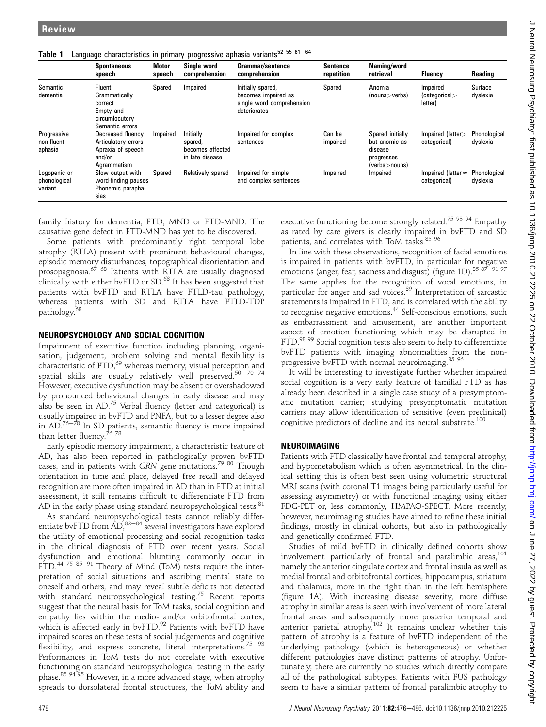**Table 1** Language characteristics in primary progressive aphasia variants[52 55 61–64]

| | Spontaneous speech | Motor speech | Single word comprehension | Grammar/sentence comprehension | Sentence repetition | Naming/word retrieval | Fluency | Reading |
|---|---|---|---|---|---|---|---|---|
| Semantic dementia | Fluent Grammatically correct Empty and circumlocutory Semantic errors | Spared | Impaired | Initially spared, becomes impaired as single word comprehension deteriorates | Spared | Anomia (nouns>verbs) | Impaired (categorical> letter) | Surface dyslexia |
| Progressive non-fluent aphasia | Decreased fluency Articulatory errors Apraxia of speech and/or Agrammatism | Impaired | Initially spared, becomes affected in late disease | Impaired for complex sentences | Can be impaired | Spared initially but anomic as disease progresses (verbs>nouns) | Impaired (letter> categorical) | Phonological dyslexia |
| Logopenic or phonological variant | Slow output with word-finding pauses Phonemic paraphasias | Spared | Relatively spared | Impaired for simple and complex sentences | Impaired | Impaired | Impaired (letter≈ categorical) | Phonological dyslexia |

family history for dementia, FTD, MND or FTD-MND. The causative gene defect in FTD-MND has yet to be discovered.

Some patients with predominantly right temporal lobe atrophy (RTLA) present with prominent behavioural changes, episodic memory disturbances, topographical disorientation and prosopagnosia.[67 68] Patients with RTLA are usually diagnosed clinically with either bvFTD or SD.[68] It has been suggested that patients with bvFTD and RTLA have FTLD-tau pathology, whereas patients with SD and RTLA have FTLD-TDP pathology.[68]

## NEUROPSYCHOLOGY AND SOCIAL COGNITION

Impairment of executive function including planning, organisation, judgement, problem solving and mental flexibility is characteristic of FTD,[69] whereas memory, visual perception and spatial skills are usually relatively well preserved.[50 70–74] However, executive dysfunction may be absent or overshadowed by pronounced behavioural changes in early disease and may also be seen in AD.[75] Verbal fluency (letter and categorical) is usually impaired in bvFTD and PNFA, but to a lesser degree also in AD.[76–78] In SD patients, semantic fluency is more impaired than letter fluency.[76 78]

Early episodic memory impairment, a characteristic feature of AD, has also been reported in pathologically proven bvFTD cases, and in patients with *GRN* gene mutations.[79 80] Though orientation in time and place, delayed free recall and delayed recognition are more often impaired in AD than in FTD at initial assessment, it still remains difficult to differentiate FTD from AD in the early phase using standard neuropsychological tests.[81]

As standard neuropsychological tests cannot reliably differentiate bvFTD from AD,[82–84] several investigators have explored the utility of emotional processing and social recognition tasks in the clinical diagnosis of FTD over recent years. Social dysfunction and emotional blunting commonly occur in FTD.[44 75 85–91] Theory of Mind (ToM) tests require the interpretation of social situations and ascribing mental state to oneself and others, and may reveal subtle deficits not detected with standard neuropsychological testing.[75] Recent reports suggest that the neural basis for ToM tasks, social cognition and empathy lies within the medio- and/or orbitofrontal cortex, which is affected early in bvFTD.[92] Patients with bvFTD have impaired scores on these tests of social judgements and cognitive flexibility, and express concrete, literal interpretations.[75 93] Performances in ToM tests do not correlate with executive functioning on standard neuropsychological testing in the early phase.[85 94 95] However, in a more advanced stage, when atrophy spreads to dorsolateral frontal structures, the ToM ability and executive functioning become strongly related.[75 93 94] Empathy as rated by care givers is clearly impaired in bvFTD and SD patients, and correlates with ToM tasks.[85 96]

In line with these observations, recognition of facial emotions is impaired in patients with bvFTD, in particular for negative emotions (anger, fear, sadness and disgust) (figure 1D).[85 87–91 97] The same applies for the recognition of vocal emotions, in particular for anger and sad voices.[89] Interpretation of sarcastic statements is impaired in FTD, and is correlated with the ability to recognise negative emotions.[44] Self-conscious emotions, such as embarrassment and amusement, are another important aspect of emotion functioning which may be disrupted in FTD.[98 99] Social cognition tests also seem to help to differentiate bvFTD patients with imaging abnormalities from the non-progressive bvFTD with normal neuroimaging.[85 96]

It will be interesting to investigate further whether impaired social cognition is a very early feature of familial FTD as has already been described in a single case study of a presymptomatic mutation carrier; studying presymptomatic mutation carriers may allow identification of sensitive (even preclinical) cognitive predictors of decline and its neural substrate.[100]

## NEUROIMAGING

Patients with FTD classically have frontal and temporal atrophy, and hypometabolism which is often asymmetrical. In the clinical setting this is often best seen using volumetric structural MRI scans (with coronal T1 images being particularly useful for assessing asymmetry) or with functional imaging using either FDG-PET or, less commonly, HMPAO-SPECT. More recently, however, neuroimaging studies have aimed to refine these initial findings, mostly in clinical cohorts, but also in pathologically and genetically confirmed FTD.

Studies of mild bvFTD in clinically defined cohorts show involvement particularly of frontal and paralimbic areas,[101] namely the anterior cingulate cortex and frontal insula as well as medial frontal and orbitofrontal cortices, hippocampus, striatum and thalamus, more in the right than in the left hemisphere (figure 1A). With increasing disease severity, more diffuse atrophy in similar areas is seen with involvement of more lateral frontal areas and subsequently more posterior temporal and anterior parietal atrophy.[102] It remains unclear whether this pattern of atrophy is a feature of bvFTD independent of the underlying pathology (which is heterogeneous) or whether different pathologies have distinct patterns of atrophy. Unfortunately, there are currently no studies which directly compare all of the pathological subtypes. Patients with FUS pathology seem to have a similar pattern of frontal paralimbic atrophy to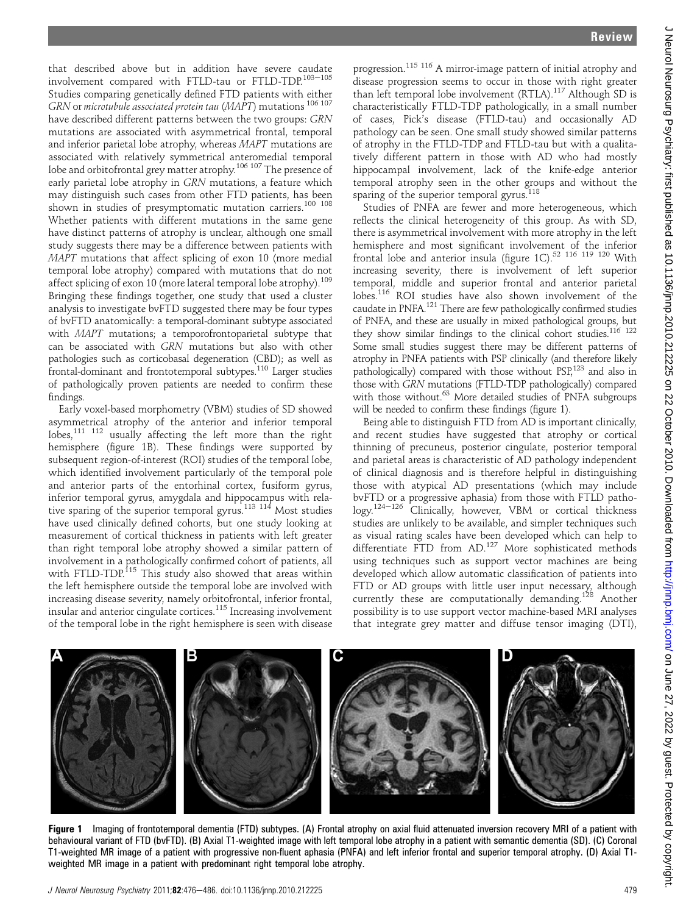that described above but in addition have severe caudate involvement compared with FTLD-tau or FTLD-TDP.[103–105] Studies comparing genetically defined FTD patients with either *GRN* or *microtubule associated protein tau* (*MAPT*) mutations[106 107] have described different patterns between the two groups: *GRN* mutations are associated with asymmetrical frontal, temporal and inferior parietal lobe atrophy, whereas *MAPT* mutations are associated with relatively symmetrical anteromedial temporal lobe and orbitofrontal grey matter atrophy.[106 107] The presence of early parietal lobe atrophy in *GRN* mutations, a feature which may distinguish such cases from other FTD patients, has been shown in studies of presymptomatic mutation carriers.[100 108] Whether patients with different mutations in the same gene have distinct patterns of atrophy is unclear, although one small study suggests there may be a difference between patients with *MAPT* mutations that affect splicing of exon 10 (more medial temporal lobe atrophy) compared with mutations that do not affect splicing of exon 10 (more lateral temporal lobe atrophy).[109] Bringing these findings together, one study that used a cluster analysis to investigate bvFTD suggested there may be four types of bvFTD anatomically: a temporal-dominant subtype associated with *MAPT* mutations; a temporofrontoparietal subtype that can be associated with *GRN* mutations but also with other pathologies such as corticobasal degeneration (CBD); as well as frontal-dominant and frontotemporal subtypes.[110] Larger studies of pathologically proven patients are needed to confirm these findings.

Early voxel-based morphometry (VBM) studies of SD showed asymmetrical atrophy of the anterior and inferior temporal lobes,[111 112] usually affecting the left more than the right hemisphere (figure 1B). These findings were supported by subsequent region-of-interest (ROI) studies of the temporal lobe, which identified involvement particularly of the temporal pole and anterior parts of the entorhinal cortex, fusiform gyrus, inferior temporal gyrus, amygdala and hippocampus with relative sparing of the superior temporal gyrus.[113 114] Most studies have used clinically defined cohorts, but one study looking at measurement of cortical thickness in patients with left greater than right temporal lobe atrophy showed a similar pattern of involvement in a pathologically confirmed cohort of patients, all with FTLD-TDP.[115] This study also showed that areas within the left hemisphere outside the temporal lobe are involved with increasing disease severity, namely orbitofrontal, inferior frontal, insular and anterior cingulate cortices.[115] Increasing involvement of the temporal lobe in the right hemisphere is seen with disease progression.[115 116] A mirror-image pattern of initial atrophy and disease progression seems to occur in those with right greater than left temporal lobe involvement (RTLA).[117] Although SD is characteristically FTLD-TDP pathologically, in a small number of cases, Pick's disease (FTLD-tau) and occasionally AD pathology can be seen. One small study showed similar patterns of atrophy in the FTLD-TDP and FTLD-tau but with a qualitatively different pattern in those with AD who had mostly hippocampal involvement, lack of the knife-edge anterior temporal atrophy seen in the other groups and without the sparing of the superior temporal gyrus.[118]

Studies of PNFA are fewer and more heterogeneous, which reflects the clinical heterogeneity of this group. As with SD, there is asymmetrical involvement with more atrophy in the left hemisphere and most significant involvement of the inferior frontal lobe and anterior insula (figure 1C).[52 116 119 120] With increasing severity, there is involvement of left superior temporal, middle and superior frontal and anterior parietal lobes.[116] ROI studies have also shown involvement of the caudate in PNFA.[121] There are few pathologically confirmed studies of PNFA, and these are usually in mixed pathological groups, but they show similar findings to the clinical cohort studies.[116 122] Some small studies suggest there may be different patterns of atrophy in PNFA patients with PSP clinically (and therefore likely pathologically) compared with those without PSP,[123] and also in those with *GRN* mutations (FTLD-TDP pathologically) compared with those without.[63] More detailed studies of PNFA subgroups will be needed to confirm these findings (figure 1).

Being able to distinguish FTD from AD is important clinically, and recent studies have suggested that atrophy or cortical thinning of precuneus, posterior cingulate, posterior temporal and parietal areas is characteristic of AD pathology independent of clinical diagnosis and is therefore helpful in distinguishing those with atypical AD presentations (which may include bvFTD or a progressive aphasia) from those with FTLD pathology.[124–126] Clinically, however, VBM or cortical thickness studies are unlikely to be available, and simpler techniques such as visual rating scales have been developed which can help to differentiate FTD from AD.[127] More sophisticated methods using techniques such as support vector machines are being developed which allow automatic classification of patients into FTD or AD groups with little user input necessary, although currently these are computationally demanding.[128] Another possibility is to use support vector machine-based MRI analyses that integrate grey matter and diffuse tensor imaging (DTI),

**Figure 1** Imaging of frontotemporal dementia (FTD) subtypes. (A) Frontal atrophy on axial fluid attenuated inversion recovery MRI of a patient with behavioural variant of FTD (bvFTD). (B) Axial T1-weighted image with left temporal lobe atrophy in a patient with semantic dementia (SD). (C) Coronal T1-weighted MR image of a patient with progressive non-fluent aphasia (PNFA) and left inferior frontal and superior temporal atrophy. (D) Axial T1-weighted MR image in a patient with predominant right temporal lobe atrophy.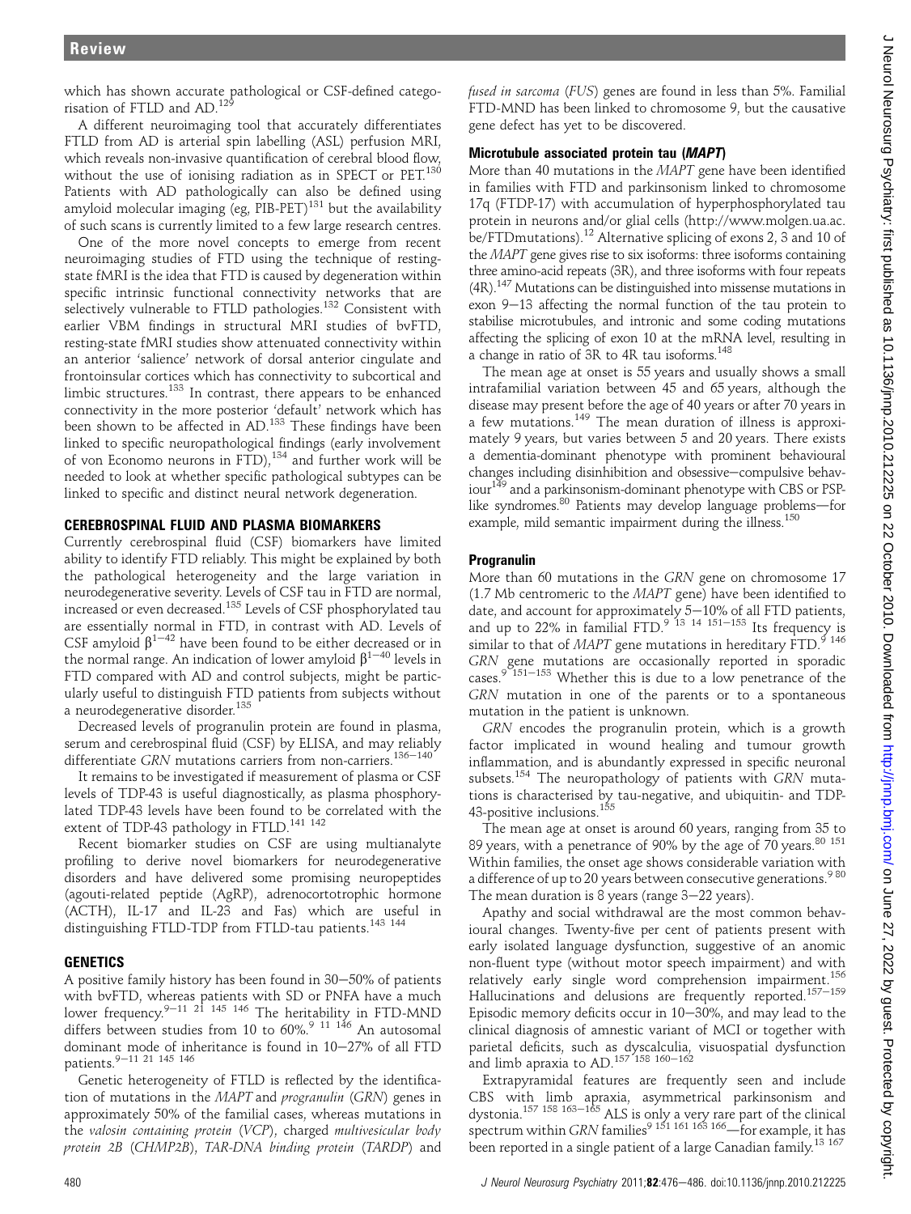which has shown accurate pathological or CSF-defined categorisation of FTLD and AD.[129]

A different neuroimaging tool that accurately differentiates FTLD from AD is arterial spin labelling (ASL) perfusion MRI, which reveals non-invasive quantification of cerebral blood flow, without the use of ionising radiation as in SPECT or PET.[130] Patients with AD pathologically can also be defined using amyloid molecular imaging (eg, PIB-PET)[131] but the availability of such scans is currently limited to a few large research centres.

One of the more novel concepts to emerge from recent neuroimaging studies of FTD using the technique of resting-state fMRI is the idea that FTD is caused by degeneration within specific intrinsic functional connectivity networks that are selectively vulnerable to FTLD pathologies.[132] Consistent with earlier VBM findings in structural MRI studies of bvFTD, resting-state fMRI studies show attenuated connectivity within an anterior 'salience' network of dorsal anterior cingulate and frontoinsular cortices which has connectivity to subcortical and limbic structures.[133] In contrast, there appears to be enhanced connectivity in the more posterior 'default' network which has been shown to be affected in AD.[133] These findings have been linked to specific neuropathological findings (early involvement of von Economo neurons in FTD),[134] and further work will be needed to look at whether specific pathological subtypes can be linked to specific and distinct neural network degeneration.

## CEREBROSPINAL FLUID AND PLASMA BIOMARKERS

Currently cerebrospinal fluid (CSF) biomarkers have limited ability to identify FTD reliably. This might be explained by both the pathological heterogeneity and the large variation in neurodegenerative severity. Levels of CSF tau in FTD are normal, increased or even decreased.[135] Levels of CSF phosphorylated tau are essentially normal in FTD, in contrast with AD. Levels of CSF amyloid $\beta^{1-42}$ have been found to be either decreased or in the normal range. An indication of lower amyloid $\beta^{1-40}$ levels in FTD compared with AD and control subjects, might be particularly useful to distinguish FTD patients from subjects without a neurodegenerative disorder.[135]

Decreased levels of progranulin protein are found in plasma, serum and cerebrospinal fluid (CSF) by ELISA, and may reliably differentiate *GRN* mutations carriers from non-carriers.[136–140]

It remains to be investigated if measurement of plasma or CSF levels of TDP-43 is useful diagnostically, as plasma phosphorylated TDP-43 levels have been found to be correlated with the extent of TDP-43 pathology in FTLD.[141 142]

Recent biomarker studies on CSF are using multianalyte profiling to derive novel biomarkers for neurodegenerative disorders and have delivered some promising neuropeptides (agouti-related peptide (AgRP), adrenocortotrophic hormone (ACTH), IL-17 and IL-23 and Fas) which are useful in distinguishing FTLD-TDP from FTLD-tau patients.[143 144]

## GENETICS

A positive family history has been found in 30–50% of patients with bvFTD, whereas patients with SD or PNFA have a much lower frequency.[9–11 21 145 146] The heritability in FTD-MND differs between studies from 10 to 60%.[9 11 146] An autosomal dominant mode of inheritance is found in 10–27% of all FTD patients.[9–11 21 145 146]

Genetic heterogeneity of FTLD is reflected by the identification of mutations in the *MAPT* and *progranulin* (*GRN*) genes in approximately 50% of the familial cases, whereas mutations in the *valosin containing protein* (*VCP*), charged *multivesicular body protein 2B* (*CHMP2B*), *TAR-DNA binding protein* (*TARDP*) and *fused in sarcoma* (*FUS*) genes are found in less than 5%. Familial FTD-MND has been linked to chromosome 9, but the causative gene defect has yet to be discovered.

### Microtubule associated protein tau (*MAPT*)

More than 40 mutations in the *MAPT* gene have been identified in families with FTD and parkinsonism linked to chromosome 17q (FTDP-17) with accumulation of hyperphosphorylated tau protein in neurons and/or glial cells (http://www.molgen.ua.ac.be/FTDmutations).[12] Alternative splicing of exons 2, 3 and 10 of the *MAPT* gene gives rise to six isoforms: three isoforms containing three amino-acid repeats (3R), and three isoforms with four repeats (4R).[147] Mutations can be distinguished into missense mutations in exon 9–13 affecting the normal function of the tau protein to stabilise microtubules, and intronic and some coding mutations affecting the splicing of exon 10 at the mRNA level, resulting in a change in ratio of 3R to 4R tau isoforms.[148]

The mean age at onset is 55 years and usually shows a small intrafamilial variation between 45 and 65 years, although the disease may present before the age of 40 years or after 70 years in a few mutations.[149] The mean duration of illness is approximately 9 years, but varies between 5 and 20 years. There exists a dementia-dominant phenotype with prominent behavioural changes including disinhibition and obsessive–compulsive behaviour[149] and a parkinsonism-dominant phenotype with CBS or PSP-like syndromes.[80] Patients may develop language problems—for example, mild semantic impairment during the illness.[150]

### Progranulin

More than 60 mutations in the *GRN* gene on chromosome 17 (1.7 Mb centromeric to the *MAPT* gene) have been identified to date, and account for approximately 5–10% of all FTD patients, and up to 22% in familial FTD.[9 13 14 151–153] Its frequency is similar to that of *MAPT* gene mutations in hereditary FTD.[9 146] *GRN* gene mutations are occasionally reported in sporadic cases.[9 151–153] Whether this is due to a low penetrance of the *GRN* mutation in one of the parents or to a spontaneous mutation in the patient is unknown.

*GRN* encodes the progranulin protein, which is a growth factor implicated in wound healing and tumour growth inflammation, and is abundantly expressed in specific neuronal subsets.[154] The neuropathology of patients with *GRN* mutations is characterised by tau-negative, and ubiquitin- and TDP-43-positive inclusions.[155]

The mean age at onset is around 60 years, ranging from 35 to 89 years, with a penetrance of 90% by the age of 70 years.[80 151] Within families, the onset age shows considerable variation with a difference of up to 20 years between consecutive generations.[9 80] The mean duration is 8 years (range 3–22 years).

Apathy and social withdrawal are the most common behavioural changes. Twenty-five per cent of patients present with early isolated language dysfunction, suggestive of an anomic non-fluent type (without motor speech impairment) and with relatively early single word comprehension impairment.[156] Hallucinations and delusions are frequently reported.[157–159] Episodic memory deficits occur in 10–30%, and may lead to the clinical diagnosis of amnestic variant of MCI or together with parietal deficits, such as dyscalculia, visuospatial dysfunction and limb apraxia to AD.[157 158 160–162]

Extrapyramidal features are frequently seen and include CBS with limb apraxia, asymmetrical parkinsonism and dystonia.[157 158 163–165] ALS is only a very rare part of the clinical spectrum within *GRN* families[9 151 161 163 166]—for example, it has been reported in a single patient of a large Canadian family.[13 167]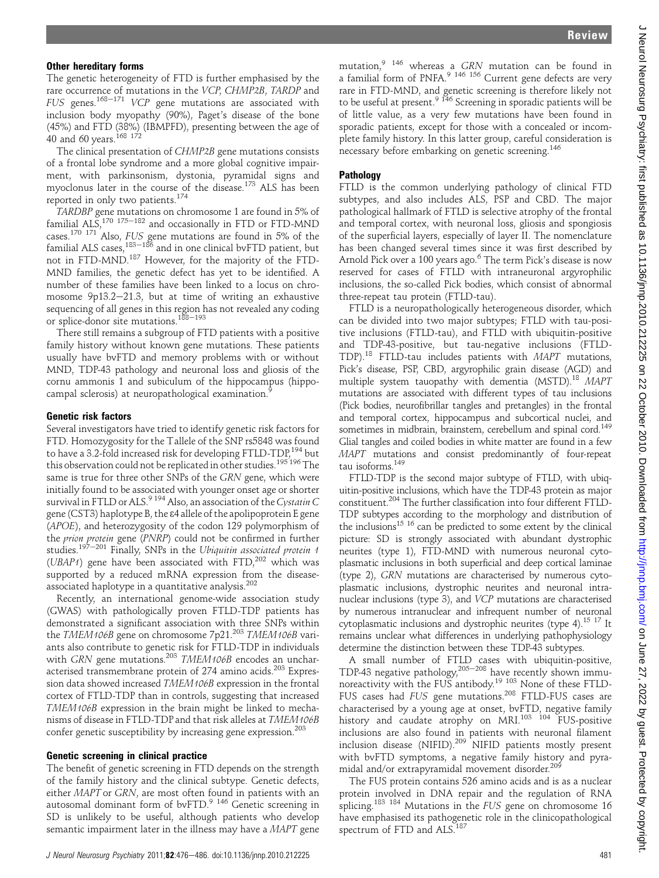### Other hereditary forms

The genetic heterogeneity of FTD is further emphasised by the rare occurrence of mutations in the *VCP, CHMP2B, TARDP* and *FUS* genes.[168–171] *VCP* gene mutations are associated with inclusion body myopathy (90%), Paget's disease of the bone (45%) and FTD (38%) (IBMPFD), presenting between the age of 40 and 60 years.[168 172]

The clinical presentation of *CHMP2B* gene mutations consists of a frontal lobe syndrome and a more global cognitive impairment, with parkinsonism, dystonia, pyramidal signs and myoclonus later in the course of the disease.[173] ALS has been reported in only two patients.[174]

*TARDBP* gene mutations on chromosome 1 are found in 5% of familial ALS,[170 175–182] and occasionally in FTD or FTD-MND cases.[170 171] Also, *FUS* gene mutations are found in 5% of the familial ALS cases,[183–186] and in one clinical bvFTD patient, but not in FTD-MND.[187] However, for the majority of the FTD-MND families, the genetic defect has yet to be identified. A number of these families have been linked to a locus on chromosome 9p13.2–21.3, but at time of writing an exhaustive sequencing of all genes in this region has not revealed any coding or splice-donor site mutations.[188–193]

There still remains a subgroup of FTD patients with a positive family history without known gene mutations. These patients usually have bvFTD and memory problems with or without MND, TDP-43 pathology and neuronal loss and gliosis of the cornu ammonis 1 and subiculum of the hippocampus (hippocampal sclerosis) at neuropathological examination.[9]

### Genetic risk factors

Several investigators have tried to identify genetic risk factors for FTD. Homozygosity for the T allele of the SNP rs5848 was found to have a 3.2-fold increased risk for developing FTLD-TDP,[194] but this observation could not be replicated in other studies.[195 196] The same is true for three other SNPs of the *GRN* gene, which were initially found to be associated with younger onset age or shorter survival in FTLD or ALS.[9 194] Also, an association of the *Cystatin C* gene (CST3) haplotype B, the ε4 allele of the apolipoprotein E gene (*APOE*), and heterozygosity of the codon 129 polymorphism of the *prion protein* gene (*PNRP*) could not be confirmed in further studies.[197–201] Finally, SNPs in the *Ubiquitin associated protein 1* (*UBAP1*) gene have been associated with FTD,[202] which was supported by a reduced mRNA expression from the disease-associated haplotype in a quantitative analysis.[202]

Recently, an international genome-wide association study (GWAS) with pathologically proven FTLD-TDP patients has demonstrated a significant association with three SNPs within the *TMEM106B* gene on chromosome 7p21.[203] *TMEM106B* variants also contribute to genetic risk for FTLD-TDP in individuals with *GRN* gene mutations.[203] *TMEM106B* encodes an uncharacterised transmembrane protein of 274 amino acids.[203] Expression data showed increased *TMEM106B* expression in the frontal cortex of FTLD-TDP than in controls, suggesting that increased *TMEM106B* expression in the brain might be linked to mechanisms of disease in FTLD-TDP and that risk alleles at *TMEM106B* confer genetic susceptibility by increasing gene expression.[203]

### Genetic screening in clinical practice

The benefit of genetic screening in FTD depends on the strength of the family history and the clinical subtype. Genetic defects, either *MAPT* or *GRN*, are most often found in patients with an autosomal dominant form of bvFTD.[9 146] Genetic screening in SD is unlikely to be useful, although patients who develop semantic impairment later in the illness may have a *MAPT* gene mutation,[9 146] whereas a *GRN* mutation can be found in a familial form of PNFA.[9 146 156] Current gene defects are very rare in FTD-MND, and genetic screening is therefore likely not to be useful at present.[9 146] Screening in sporadic patients will be of little value, as a very few mutations have been found in sporadic patients, except for those with a concealed or incomplete family history. In this latter group, careful consideration is necessary before embarking on genetic screening.[146]

### Pathology

FTLD is the common underlying pathology of clinical FTD subtypes, and also includes ALS, PSP and CBD. The major pathological hallmark of FTLD is selective atrophy of the frontal and temporal cortex, with neuronal loss, gliosis and spongiosis of the superficial layers, especially of layer II. The nomenclature has been changed several times since it was first described by Arnold Pick over a 100 years ago.[6] The term Pick's disease is now reserved for cases of FTLD with intraneuronal argyrophilic inclusions, the so-called Pick bodies, which consist of abnormal three-repeat tau protein (FTLD-tau).

FTLD is a neuropathologically heterogeneous disorder, which can be divided into two major subtypes; FTLD with tau-positive inclusions (FTLD-tau), and FTLD with ubiquitin-positive and TDP-43-positive, but tau-negative inclusions (FTLD-TDP).[18] FTLD-tau includes patients with *MAPT* mutations, Pick's disease, PSP, CBD, argyrophilic grain disease (AGD) and multiple system tauopathy with dementia (MSTD).[18] *MAPT* mutations are associated with different types of tau inclusions (Pick bodies, neurofibrillar tangles and pretangles) in the frontal and temporal cortex, hippocampus and subcortical nuclei, and sometimes in midbrain, brainstem, cerebellum and spinal cord.[149] Glial tangles and coiled bodies in white matter are found in a few *MAPT* mutations and consist predominantly of four-repeat tau isoforms.[149]

FTLD-TDP is the second major subtype of FTLD, with ubiquitin-positive inclusions, which have the TDP-43 protein as major constituent.[204] The further classification into four different FTLD-TDP subtypes according to the morphology and distribution of the inclusions[15 16] can be predicted to some extent by the clinical picture: SD is strongly associated with abundant dystrophic neurites (type 1), FTD-MND with numerous neuronal cytoplasmatic inclusions in both superficial and deep cortical laminae (type 2), *GRN* mutations are characterised by numerous cytoplasmatic inclusions, dystrophic neurites and neuronal intranuclear inclusions (type 3), and *VCP* mutations are characterised by numerous intranuclear and infrequent number of neuronal cytoplasmatic inclusions and dystrophic neurites (type 4).[15 17] It remains unclear what differences in underlying pathophysiology determine the distinction between these TDP-43 subtypes.

A small number of FTLD cases with ubiquitin-positive, TDP-43 negative pathology,[205–208] have recently shown immunoreactivity with the FUS antibody.[19 103] None of these FTLD-FUS cases had *FUS* gene mutations.[208] FTLD-FUS cases are characterised by a young age at onset, bvFTD, negative family history and caudate atrophy on MRI.[103 104] FUS-positive inclusions are also found in patients with neuronal filament inclusion disease (NIFID).[209] NIFID patients mostly present with bvFTD symptoms, a negative family history and pyramidal and/or extrapyramidal movement disorder.[209]

The FUS protein contains 526 amino acids and is as a nuclear protein involved in DNA repair and the regulation of RNA splicing.[183 184] Mutations in the *FUS* gene on chromosome 16 have emphasised its pathogenetic role in the clinicopathological spectrum of FTD and ALS.[187]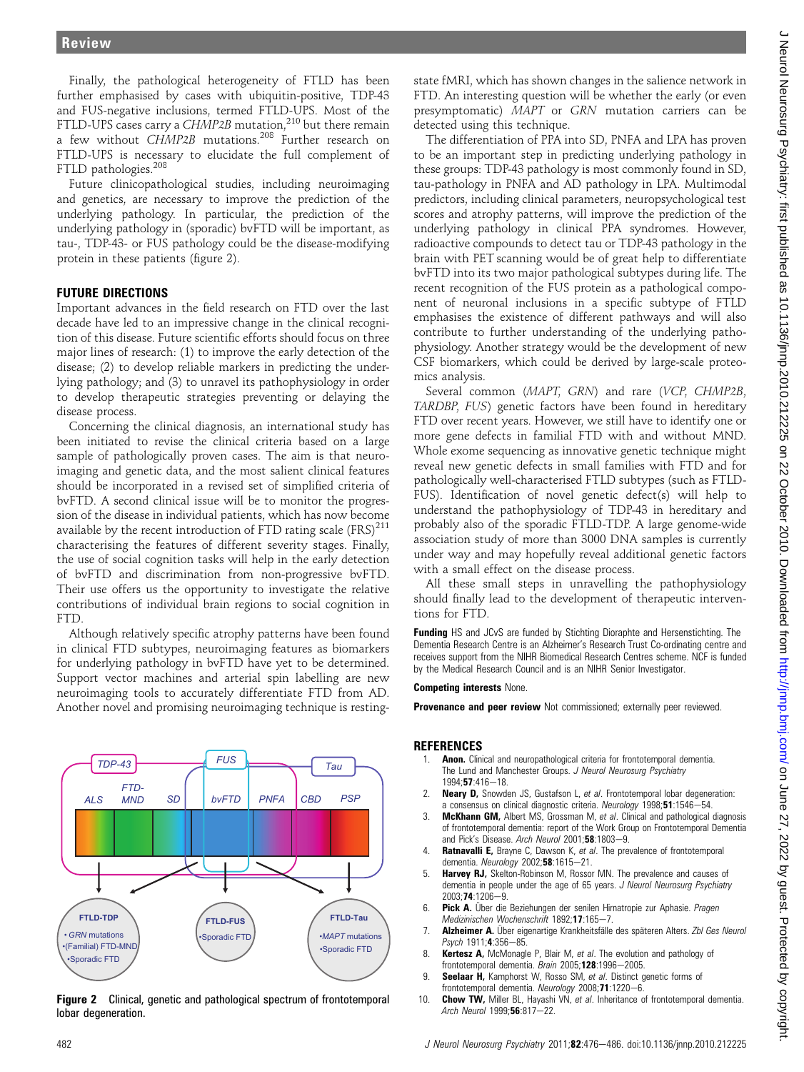Finally, the pathological heterogeneity of FTLD has been further emphasised by cases with ubiquitin-positive, TDP-43 and FUS-negative inclusions, termed FTLD-UPS. Most of the FTLD-UPS cases carry a *CHMP2B* mutation,[210] but there remain a few without *CHMP2B* mutations.[208] Further research on FTLD-UPS is necessary to elucidate the full complement of FTLD pathologies.[208]

Future clinicopathological studies, including neuroimaging and genetics, are necessary to improve the prediction of the underlying pathology. In particular, the prediction of the underlying pathology in (sporadic) bvFTD will be important, as tau-, TDP-43- or FUS pathology could be the disease-modifying protein in these patients (figure 2).

## FUTURE DIRECTIONS

Important advances in the field research on FTD over the last decade have led to an impressive change in the clinical recognition of this disease. Future scientific efforts should focus on three major lines of research: (1) to improve the early detection of the disease; (2) to develop reliable markers in predicting the underlying pathology; and (3) to unravel its pathophysiology in order to develop therapeutic strategies preventing or delaying the disease process.

Concerning the clinical diagnosis, an international study has been initiated to revise the clinical criteria based on a large sample of pathologically proven cases. The aim is that neuroimaging and genetic data, and the most salient clinical features should be incorporated in a revised set of simplified criteria of bvFTD. A second clinical issue will be to monitor the progression of the disease in individual patients, which has now become available by the recent introduction of FTD rating scale (FRS)[211] characterising the features of different severity stages. Finally, the use of social cognition tasks will help in the early detection of bvFTD and discrimination from non-progressive bvFTD. Their use offers us the opportunity to investigate the relative contributions of individual brain regions to social cognition in FTD.

Although relatively specific atrophy patterns have been found in clinical FTD subtypes, neuroimaging features as biomarkers for underlying pathology in bvFTD have yet to be determined. Support vector machines and arterial spin labelling are new neuroimaging tools to accurately differentiate FTD from AD. Another novel and promising neuroimaging technique is resting-state fMRI, which has shown changes in the salience network in FTD. An interesting question will be whether the early (or even presymptomatic) *MAPT* or *GRN* mutation carriers can be detected using this technique.

The differentiation of PPA into SD, PNFA and LPA has proven to be an important step in predicting underlying pathology in these groups: TDP-43 pathology is most commonly found in SD, tau-pathology in PNFA and AD pathology in LPA. Multimodal predictors, including clinical parameters, neuropsychological test scores and atrophy patterns, will improve the prediction of the underlying pathology in clinical PPA syndromes. However, radioactive compounds to detect tau or TDP-43 pathology in the brain with PET scanning would be of great help to differentiate bvFTD into its two major pathological subtypes during life. The recent recognition of the FUS protein as a pathological component of neuronal inclusions in a specific subtype of FTLD emphasises the existence of different pathways and will also contribute to further understanding of the underlying pathophysiology. Another strategy would be the development of new CSF biomarkers, which could be derived by large-scale proteomics analysis.

Several common (*MAPT, GRN*) and rare (*VCP, CHMP2B, TARDBP, FUS*) genetic factors have been found in hereditary FTD over recent years. However, we still have to identify one or more gene defects in familial FTD with and without MND. Whole exome sequencing as innovative genetic technique might reveal new genetic defects in small families with FTD and for pathologically well-characterised FTLD subtypes (such as FTLD-FUS). Identification of novel genetic defect(s) will help to understand the pathophysiology of TDP-43 in hereditary and probably also of the sporadic FTLD-TDP. A large genome-wide association study of more than 3000 DNA samples is currently under way and may hopefully reveal additional genetic factors with a small effect on the disease process.

All these small steps in unravelling the pathophysiology should finally lead to the development of therapeutic interventions for FTD.

**Funding** HS and JCvS are funded by Stichting Dioraphte and Hersenstichting. The Dementia Research Centre is an Alzheimer's Research Trust Co-ordinating centre and receives support from the NIHR Biomedical Research Centres scheme. NCF is funded by the Medical Research Council and is an NIHR Senior Investigator.

**Competing interests** None.

**Provenance and peer review** Not commissioned; externally peer reviewed.

**Figure 2** Clinical, genetic and pathological spectrum of frontotemporal lobar degeneration.

## REFERENCES

1. **Anon.** Clinical and neuropathological criteria for frontotemporal dementia. The Lund and Manchester Groups. *J Neurol Neurosurg Psychiatry* 1994;**57**:416–18.
2. **Neary D,** Snowden JS, Gustafson L, *et al*. Frontotemporal lobar degeneration: a consensus on clinical diagnostic criteria. *Neurology* 1998;**51**:1546–54.
3. **McKhann GM,** Albert MS, Grossman M, *et al*. Clinical and pathological diagnosis of frontotemporal dementia: report of the Work Group on Frontotemporal Dementia and Pick's Disease. *Arch Neurol* 2001;**58**:1803–9.
4. **Ratnavalli E,** Brayne C, Dawson K, *et al*. The prevalence of frontotemporal dementia. *Neurology* 2002;**58**:1615–21.
5. **Harvey RJ,** Skelton-Robinson M, Rossor MN. The prevalence and causes of dementia in people under the age of 65 years. *J Neurol Neurosurg Psychiatry* 2003;**74**:1206–9.
6. **Pick A.** Über die Beziehungen der senilen Hirnatrophie zur Aphasie. *Pragen Medizinischen Wochenschrift* 1892;**17**:165–7.
7. **Alzheimer A.** Über eigenartige Krankheitsfälle des späteren Alters. *Zbl Ges Neurol Psych* 1911;**4**:356–85.
8. **Kertesz A,** McMonagle P, Blair M, *et al*. The evolution and pathology of frontotemporal dementia. *Brain* 2005;**128**:1996–2005.
9. **Seelaar H,** Kamphorst W, Rosso SM, *et al*. Distinct genetic forms of frontotemporal dementia. *Neurology* 2008;**71**:1220–6.
10. **Chow TW,** Miller BL, Hayashi VN, *et al*. Inheritance of frontotemporal dementia. *Arch Neurol* 1999;**56**:817–22.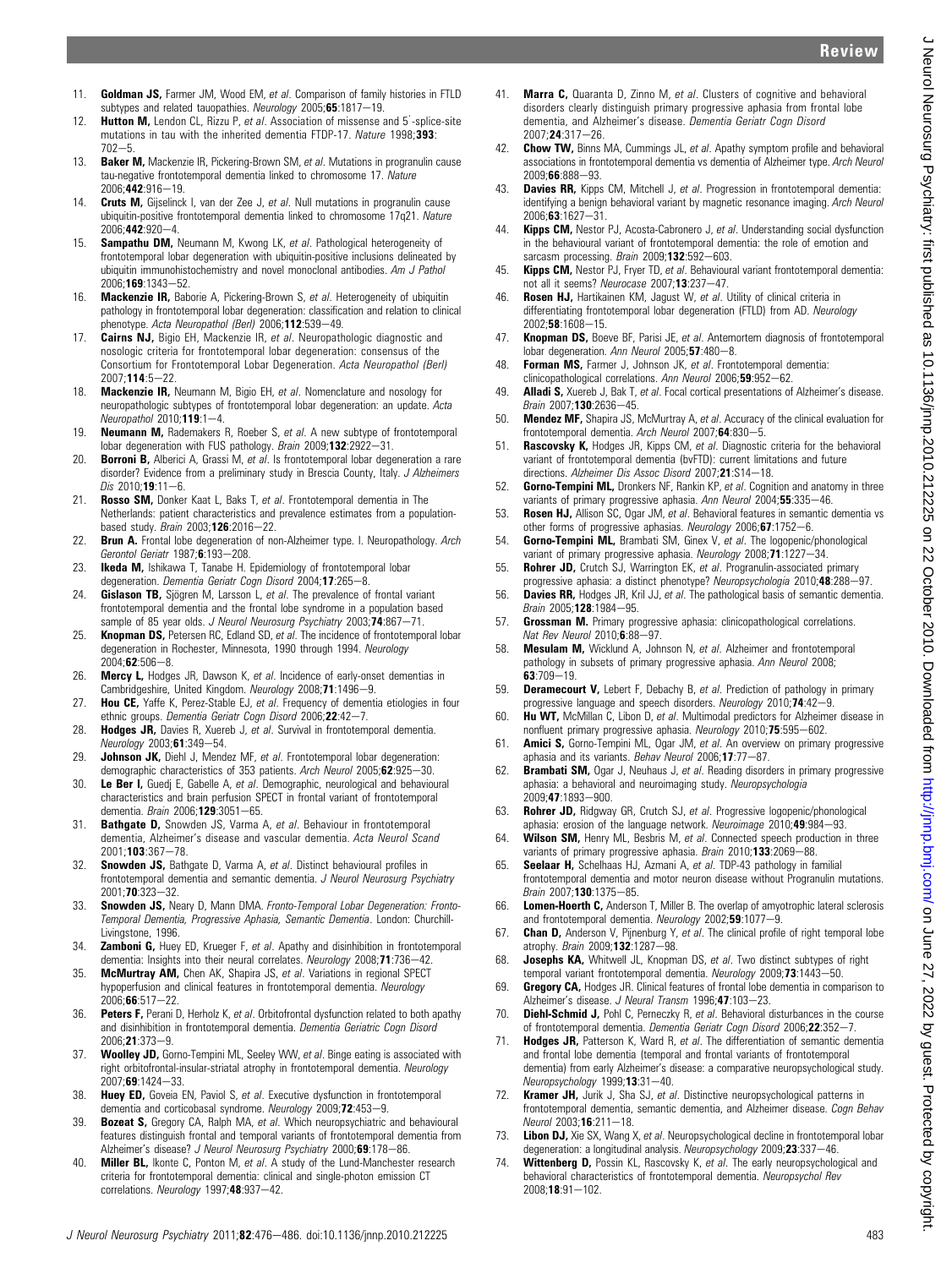11. **Goldman JS,** Farmer JM, Wood EM, *et al*. Comparison of family histories in FTLD subtypes and related tauopathies. *Neurology* 2005;**65**:1817−19.
12. **Hutton M,** Lendon CL, Rizzu P, *et al*. Association of missense and 5′-splice-site mutations in tau with the inherited dementia FTDP-17. *Nature* 1998;**393**: 702−5.
13. **Baker M,** Mackenzie IR, Pickering-Brown SM, *et al*. Mutations in progranulin cause tau-negative frontotemporal dementia linked to chromosome 17. *Nature* 2006;**442**:916−19.
14. **Cruts M,** Gijselinck I, van der Zee J, *et al*. Null mutations in progranulin cause ubiquitin-positive frontotemporal dementia linked to chromosome 17q21. *Nature* 2006;**442**:920−4.
15. **Sampathu DM,** Neumann M, Kwong LK, *et al*. Pathological heterogeneity of frontotemporal lobar degeneration with ubiquitin-positive inclusions delineated by ubiquitin immunohistochemistry and novel monoclonal antibodies. *Am J Pathol* 2006;**169**:1343−52.
16. **Mackenzie IR,** Baborie A, Pickering-Brown S, *et al*. Heterogeneity of ubiquitin pathology in frontotemporal lobar degeneration: classification and relation to clinical phenotype. *Acta Neuropathol (Berl)* 2006;**112**:539−49.
17. **Cairns NJ,** Bigio EH, Mackenzie IR, *et al*. Neuropathologic diagnostic and nosologic criteria for frontotemporal lobar degeneration: consensus of the Consortium for Frontotemporal Lobar Degeneration. *Acta Neuropathol (Berl)* 2007;**114**:5−22.
18. **Mackenzie IR,** Neumann M, Bigio EH, *et al*. Nomenclature and nosology for neuropathologic subtypes of frontotemporal lobar degeneration: an update. *Acta Neuropathol* 2010;**119**:1−4.
19. **Neumann M,** Rademakers R, Roeber S, *et al*. A new subtype of frontotemporal lobar degeneration with FUS pathology. *Brain* 2009;**132**:2922−31.
20. **Borroni B,** Alberici A, Grassi M, *et al*. Is frontotemporal lobar degeneration a rare disorder? Evidence from a preliminary study in Brescia County, Italy. *J Alzheimers Dis* 2010;**19**:11−6.
21. **Rosso SM,** Donker Kaat L, Baks T, *et al*. Frontotemporal dementia in The Netherlands: patient characteristics and prevalence estimates from a population-based study. *Brain* 2003;**126**:2016−22.
22. **Brun A.** Frontal lobe degeneration of non-Alzheimer type. I. Neuropathology. *Arch Gerontol Geriatr* 1987;**6**:193−208.
23. **Ikeda M,** Ishikawa T, Tanabe H. Epidemiology of frontotemporal lobar degeneration. *Dementia Geriatr Cogn Disord* 2004;**17**:265−8.
24. **Gislason TB,** Sjögren M, Larsson L, *et al*. The prevalence of frontal variant frontotemporal dementia and the frontal lobe syndrome in a population based sample of 85 year olds. *J Neurol Neurosurg Psychiatry* 2003;**74**:867−71.
25. **Knopman DS,** Petersen RC, Edland SD, *et al*. The incidence of frontotemporal lobar degeneration in Rochester, Minnesota, 1990 through 1994. *Neurology* 2004;**62**:506−8.
26. **Mercy L,** Hodges JR, Dawson K, *et al*. Incidence of early-onset dementias in Cambridgeshire, United Kingdom. *Neurology* 2008;**71**:1496−9.
27. **Hou CE,** Yaffe K, Perez-Stable EJ, *et al*. Frequency of dementia etiologies in four ethnic groups. *Dementia Geriatr Cogn Disord* 2006;**22**:42−7.
28. **Hodges JR,** Davies R, Xuereb J, *et al*. Survival in frontotemporal dementia. *Neurology* 2003;**61**:349−54.
29. **Johnson JK,** Diehl J, Mendez MF, *et al*. Frontotemporal lobar degeneration: demographic characteristics of 353 patients. *Arch Neurol* 2005;**62**:925−30.
30. **Le Ber I,** Guedj E, Gabelle A, *et al*. Demographic, neurological and behavioural characteristics and brain perfusion SPECT in frontal variant of frontotemporal dementia. *Brain* 2006;**129**:3051−65.
31. **Bathgate D,** Snowden JS, Varma A, *et al*. Behaviour in frontotemporal dementia, Alzheimer's disease and vascular dementia. *Acta Neurol Scand* 2001;**103**:367−78.
32. **Snowden JS,** Bathgate D, Varma A, *et al*. Distinct behavioural profiles in frontotemporal dementia and semantic dementia. *J Neurol Neurosurg Psychiatry* 2001;**70**:323−32.
33. **Snowden JS,** Neary D, Mann DMA. *Fronto-Temporal Lobar Degeneration: Fronto-Temporal Dementia, Progressive Aphasia, Semantic Dementia*. London: Churchill-Livingstone, 1996.
34. **Zamboni G,** Huey ED, Krueger F, *et al*. Apathy and disinhibition in frontotemporal dementia: Insights into their neural correlates. *Neurology* 2008;**71**:736−42.
35. **McMurtray AM,** Chen AK, Shapira JS, *et al*. Variations in regional SPECT hypoperfusion and clinical features in frontotemporal dementia. *Neurology* 2006;**66**:517−22.
36. **Peters F,** Perani D, Herholz K, *et al*. Orbitofrontal dysfunction related to both apathy and disinhibition in frontotemporal dementia. *Dementia Geriatric Cogn Disord* 2006;**21**:373−9.
37. **Woolley JD,** Gorno-Tempini ML, Seeley WW, *et al*. Binge eating is associated with right orbitofrontal-insular-striatal atrophy in frontotemporal dementia. *Neurology* 2007;**69**:1424−33.
38. **Huey ED,** Goveia EN, Paviol S, *et al*. Executive dysfunction in frontotemporal dementia and corticobasal syndrome. *Neurology* 2009;**72**:453−9.
39. **Bozeat S,** Gregory CA, Ralph MA, *et al*. Which neuropsychiatric and behavioural features distinguish frontal and temporal variants of frontotemporal dementia from Alzheimer's disease? *J Neurol Neurosurg Psychiatry* 2000;**69**:178−86.
40. **Miller BL,** Ikonte C, Ponton M, *et al*. A study of the Lund-Manchester research criteria for frontotemporal dementia: clinical and single-photon emission CT correlations. *Neurology* 1997;**48**:937−42.
41. **Marra C,** Quaranta D, Zinno M, *et al*. Clusters of cognitive and behavioral disorders clearly distinguish primary progressive aphasia from frontal lobe dementia, and Alzheimer's disease. *Dementia Geriatr Cogn Disord* 2007;**24**:317−26.
42. **Chow TW,** Binns MA, Cummings JL, *et al*. Apathy symptom profile and behavioral associations in frontotemporal dementia vs dementia of Alzheimer type. *Arch Neurol* 2009;**66**:888−93.
43. **Davies RR,** Kipps CM, Mitchell J, *et al*. Progression in frontotemporal dementia: identifying a benign behavioral variant by magnetic resonance imaging. *Arch Neurol* 2006;**63**:1627−31.
44. **Kipps CM,** Nestor PJ, Acosta-Cabronero J, *et al*. Understanding social dysfunction in the behavioural variant of frontotemporal dementia: the role of emotion and sarcasm processing. *Brain* 2009;**132**:592−603.
45. **Kipps CM,** Nestor PJ, Fryer TD, *et al*. Behavioural variant frontotemporal dementia: not all it seems? *Neurocase* 2007;**13**:237−47.
46. **Rosen HJ,** Hartikainen KM, Jagust W, *et al*. Utility of clinical criteria in differentiating frontotemporal lobar degeneration (FTLD) from AD. *Neurology* 2002;**58**:1608−15.
47. **Knopman DS,** Boeve BF, Parisi JE, *et al*. Antemortem diagnosis of frontotemporal lobar degeneration. *Ann Neurol* 2005;**57**:480−8.
48. **Forman MS,** Farmer J, Johnson JK, *et al*. Frontotemporal dementia: clinicopathological correlations. *Ann Neurol* 2006;**59**:952−62.
49. **Alladi S,** Xuereb J, Bak T, *et al*. Focal cortical presentations of Alzheimer's disease. *Brain* 2007;**130**:2636−45.
50. **Mendez MF,** Shapira JS, McMurtray A, *et al*. Accuracy of the clinical evaluation for frontotemporal dementia. *Arch Neurol* 2007;**64**:830−5.
51. **Rascovsky K,** Hodges JR, Kipps CM, *et al*. Diagnostic criteria for the behavioral variant of frontotemporal dementia (bvFTD): current limitations and future directions. *Alzheimer Dis Assoc Disord* 2007;**21**:S14−18.
52. **Gorno-Tempini ML,** Dronkers NF, Rankin KP, *et al*. Cognition and anatomy in three variants of primary progressive aphasia. *Ann Neurol* 2004;**55**:335−46.
53. **Rosen HJ,** Allison SC, Ogar JM, *et al*. Behavioral features in semantic dementia vs other forms of progressive aphasias. *Neurology* 2006;**67**:1752−6.
54. **Gorno-Tempini ML,** Brambati SM, Ginex V, *et al*. The logopenic/phonological variant of primary progressive aphasia. *Neurology* 2008;**71**:1227−34.
55. **Rohrer JD,** Crutch SJ, Warrington EK, *et al*. Progranulin-associated primary progressive aphasia: a distinct phenotype? *Neuropsychologia* 2010;**48**:288−97.
56. **Davies RR,** Hodges JR, Kril JJ, *et al*. The pathological basis of semantic dementia. *Brain* 2005;**128**:1984−95.
57. **Grossman M.** Primary progressive aphasia: clinicopathological correlations. *Nat Rev Neurol* 2010;**6**:88−97.
58. **Mesulam M,** Wicklund A, Johnson N, *et al*. Alzheimer and frontotemporal pathology in subsets of primary progressive aphasia. *Ann Neurol* 2008; **63**:709−19.
59. **Deramecourt V,** Lebert F, Debachy B, *et al*. Prediction of pathology in primary progressive language and speech disorders. *Neurology* 2010;**74**:42−9.
60. **Hu WT,** McMillan C, Libon D, *et al*. Multimodal predictors for Alzheimer disease in nonfluent primary progressive aphasia. *Neurology* 2010;**75**:595−602.
61. **Amici S,** Gorno-Tempini ML, Ogar JM, *et al*. An overview on primary progressive aphasia and its variants. *Behav Neurol* 2006;**17**:77−87.
62. **Brambati SM,** Ogar J, Neuhaus J, *et al*. Reading disorders in primary progressive aphasia: a behavioral and neuroimaging study. *Neuropsychologia* 2009;**47**:1893−900.
63. **Rohrer JD,** Ridgway GR, Crutch SJ, *et al*. Progressive logopenic/phonological aphasia: erosion of the language network. *Neuroimage* 2010;**49**:984−93.
64. **Wilson SM,** Henry ML, Besbris M, *et al*. Connected speech production in three variants of primary progressive aphasia. *Brain* 2010;**133**:2069−88.
65. **Seelaar H,** Schelhaas HJ, Azmani A, *et al*. TDP-43 pathology in familial frontotemporal dementia and motor neuron disease without Progranulin mutations. *Brain* 2007;**130**:1375−85.
66. **Lomen-Hoerth C,** Anderson T, Miller B. The overlap of amyotrophic lateral sclerosis and frontotemporal dementia. *Neurology* 2002;**59**:1077−9.
67. **Chan D,** Anderson V, Pijnenburg Y, *et al*. The clinical profile of right temporal lobe atrophy. *Brain* 2009;**132**:1287−98.
68. **Josephs KA,** Whitwell JL, Knopman DS, *et al*. Two distinct subtypes of right temporal variant frontotemporal dementia. *Neurology* 2009;**73**:1443−50.
69. **Gregory CA,** Hodges JR. Clinical features of frontal lobe dementia in comparison to Alzheimer's disease. *J Neural Transm* 1996;**47**:103−23.
70. **Diehl-Schmid J,** Pohl C, Perneczky R, *et al*. Behavioral disturbances in the course of frontotemporal dementia. *Dementia Geriatr Cogn Disord* 2006;**22**:352−7.
71. **Hodges JR,** Patterson K, Ward R, *et al*. The differentiation of semantic dementia and frontal lobe dementia (temporal and frontal variants of frontotemporal dementia) from early Alzheimer's disease: a comparative neuropsychological study. *Neuropsychology* 1999;**13**:31−40.
72. **Kramer JH,** Jurik J, Sha SJ, *et al*. Distinctive neuropsychological patterns in frontotemporal dementia, semantic dementia, and Alzheimer disease. *Cogn Behav Neurol* 2003;**16**:211−18.
73. **Libon DJ,** Xie SX, Wang X, *et al*. Neuropsychological decline in frontotemporal lobar degeneration: a longitudinal analysis. *Neuropsychology* 2009;**23**:337−46.
74. **Wittenberg D,** Possin KL, Rascovsky K, *et al*. The early neuropsychological and behavioral characteristics of frontotemporal dementia. *Neuropsychol Rev* 2008;**18**:91−102.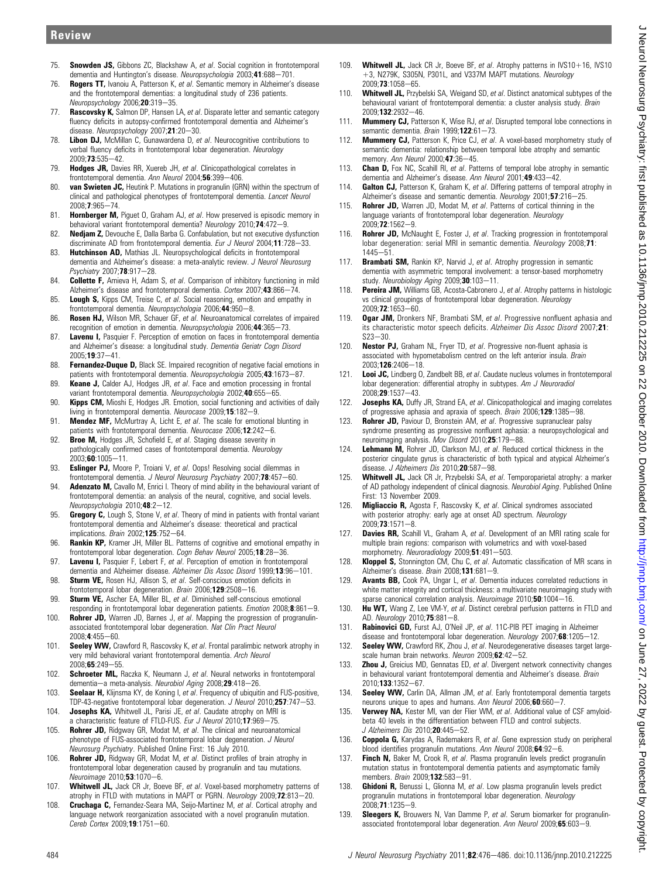75. **Snowden JS,** Gibbons ZC, Blackshaw A, *et al*. Social cognition in frontotemporal dementia and Huntington's disease. *Neuropsychologia* 2003;**41**:688–701.
76. **Rogers TT,** Ivanoiu A, Patterson K, *et al*. Semantic memory in Alzheimer's disease and the frontotemporal dementias: a longitudinal study of 236 patients. *Neuropsychology* 2006;**20**:319–35.
77. **Rascovsky K,** Salmon DP, Hansen LA, *et al*. Disparate letter and semantic category fluency deficits in autopsy-confirmed frontotemporal dementia and Alzheimer's disease. *Neuropsychology* 2007;**21**:20–30.
78. **Libon DJ,** McMillan C, Gunawardena D, *et al*. Neurocognitive contributions to verbal fluency deficits in frontotemporal lobar degeneration. *Neurology* 2009;**73**:535–42.
79. **Hodges JR,** Davies RR, Xuereb JH, *et al*. Clinicopathological correlates in frontotemporal dementia. *Ann Neurol* 2004;**56**:399–406.
80. **van Swieten JC,** Heutink P. Mutations in progranulin (GRN) within the spectrum of clinical and pathological phenotypes of frontotemporal dementia. *Lancet Neurol* 2008;**7**:965–74.
81. **Hornberger M,** Piguet O, Graham AJ, *et al*. How preserved is episodic memory in behavioral variant frontotemporal dementia? *Neurology* 2010;**74**:472–9.
82. **Nedjam Z,** Devouche E, Dalla Barba G. Confabulation, but not executive dysfunction discriminate AD from frontotemporal dementia. *Eur J Neurol* 2004;**11**:728–33.
83. **Hutchinson AD,** Mathias JL. Neuropsychological deficits in frontotemporal dementia and Alzheimer's disease: a meta-analytic review. *J Neurol Neurosurg Psychiatry* 2007;**78**:917–28.
84. **Collette F,** Amieva H, Adam S, *et al*. Comparison of inhibitory functioning in mild Alzheimer's disease and frontotemporal dementia. *Cortex* 2007;**43**:866–74.
85. **Lough S,** Kipps CM, Treise C, *et al*. Social reasoning, emotion and empathy in frontotemporal dementia. *Neuropsychologia* 2006;**44**:950–8.
86. **Rosen HJ,** Wilson MR, Schauer GF, *et al*. Neuroanatomical correlates of impaired recognition of emotion in dementia. *Neuropsychologia* 2006;**44**:365–73.
87. **Lavenu I,** Pasquier F. Perception of emotion on faces in frontotemporal dementia and Alzheimer's disease: a longitudinal study. *Dementia Geriatr Cogn Disord* 2005;**19**:37–41.
88. **Fernandez-Duque D,** Black SE. Impaired recognition of negative facial emotions in patients with frontotemporal dementia. *Neuropsychologia* 2005;**43**:1673–87.
89. **Keane J,** Calder AJ, Hodges JR, *et al*. Face and emotion processing in frontal variant frontotemporal dementia. *Neuropsychologia* 2002;**40**:655–65.
90. **Kipps CM,** Mioshi E, Hodges JR. Emotion, social functioning and activities of daily living in frontotemporal dementia. *Neurocase* 2009;**15**:182–9.
91. **Mendez MF,** McMurtray A, Licht E, *et al*. The scale for emotional blunting in patients with frontotemporal dementia. *Neurocase* 2006;**12**:242–6.
92. **Broe M,** Hodges JR, Schofield E, *et al*. Staging disease severity in pathologically confirmed cases of frontotemporal dementia. *Neurology* 2003;**60**:1005–11.
93. **Eslinger PJ,** Moore P, Troiani V, *et al*. Oops! Resolving social dilemmas in frontotemporal dementia. *J Neurol Neurosurg Psychiatry* 2007;**78**:457–60.
94. **Adenzato M,** Cavallo M, Enrici I. Theory of mind ability in the behavioural variant of frontotemporal dementia: an analysis of the neural, cognitive, and social levels. *Neuropsychologia* 2010;**48**:2–12.
95. **Gregory C,** Lough S, Stone V, *et al*. Theory of mind in patients with frontal variant frontotemporal dementia and Alzheimer's disease: theoretical and practical implications. *Brain* 2002;**125**:752–64.
96. **Rankin KP,** Kramer JH, Miller BL. Patterns of cognitive and emotional empathy in frontotemporal lobar degeneration. *Cogn Behav Neurol* 2005;**18**:28–36.
97. **Lavenu I,** Pasquier F, Lebert F, *et al*. Perception of emotion in frontotemporal dementia and Alzheimer disease. *Alzheimer Dis Assoc Disord* 1999;**13**:96–101.
98. **Sturm VE,** Rosen HJ, Allison S, *et al*. Self-conscious emotion deficits in frontotemporal lobar degeneration. *Brain* 2006;**129**:2508–16.
99. **Sturm VE,** Ascher EA, Miller BL, *et al*. Diminished self-conscious emotional responding in frontotemporal lobar degeneration patients. *Emotion* 2008;**8**:861–9.
100. **Rohrer JD,** Warren JD, Barnes J, *et al*. Mapping the progression of progranulin-associated frontotemporal lobar degeneration. *Nat Clin Pract Neurol* 2008;**4**:455–60.
101. **Seeley WW,** Crawford R, Rascovsky K, *et al*. Frontal paralimbic network atrophy in very mild behavioral variant frontotemporal dementia. *Arch Neurol* 2008;**65**:249–55.
102. **Schroeter ML,** Raczka K, Neumann J, *et al*. Neural networks in frontotemporal dementia—a meta-analysis. *Neurobiol Aging* 2008;**29**:418–26.
103. **Seelaar H,** Klijnsma KY, de Koning I, *et al*. Frequency of ubiquitin and FUS-positive, TDP-43-negative frontotemporal lobar degeneration. *J Neurol* 2010;**257**:747–53.
104. **Josephs KA,** Whitwell JL, Parisi JE, *et al*. Caudate atrophy on MRI is a characteristic feature of FTLD-FUS. *Eur J Neurol* 2010;**17**:969–75.
105. **Rohrer JD,** Ridgway GR, Modat M, *et al*. The clinical and neuroanatomical phenotype of FUS-associated frontotemporal lobar degeneration. *J Neurol Neurosurg Psychiatry*. Published Online First: 16 July 2010.
106. **Rohrer JD,** Ridgway GR, Modat M, *et al*. Distinct profiles of brain atrophy in frontotemporal lobar degeneration caused by progranulin and tau mutations. *Neuroimage* 2010;**53**:1070–6.
107. **Whitwell JL,** Jack CR Jr, Boeve BF, *et al*. Voxel-based morphometry patterns of atrophy in FTLD with mutations in MAPT or PGRN. *Neurology* 2009;**72**:813–20.
108. **Cruchaga C,** Fernandez-Seara MA, Seijo-Martinez M, *et al*. Cortical atrophy and language network reorganization associated with a novel progranulin mutation. *Cereb Cortex* 2009;**19**:1751–60.
109. **Whitwell JL,** Jack CR Jr, Boeve BF, *et al*. Atrophy patterns in IVS10+16, IVS10 +3, N279K, S305N, P301L, and V337M MAPT mutations. *Neurology* 2009;**73**:1058–65.
110. **Whitwell JL,** Przybelski SA, Weigand SD, *et al*. Distinct anatomical subtypes of the behavioural variant of frontotemporal dementia: a cluster analysis study. *Brain* 2009;**132**:2932–46.
111. **Mummery CJ,** Patterson K, Wise RJ, *et al*. Disrupted temporal lobe connections in semantic dementia. *Brain* 1999;**122**:61–73.
112. **Mummery CJ,** Patterson K, Price CJ, *et al*. A voxel-based morphometry study of semantic dementia: relationship between temporal lobe atrophy and semantic memory. *Ann Neurol* 2000;**47**:36–45.
113. **Chan D,** Fox NC, Scahill RI, *et al*. Patterns of temporal lobe atrophy in semantic dementia and Alzheimer's disease. *Ann Neurol* 2001;**49**:433–42.
114. **Galton CJ,** Patterson K, Graham K, *et al*. Differing patterns of temporal atrophy in Alzheimer's disease and semantic dementia. *Neurology* 2001;**57**:216–25.
115. **Rohrer JD,** Warren JD, Modat M, *et al*. Patterns of cortical thinning in the language variants of frontotemporal lobar degeneration. *Neurology* 2009;**72**:1562–9.
116. **Rohrer JD,** McNaught E, Foster J, *et al*. Tracking progression in frontotemporal lobar degeneration: serial MRI in semantic dementia. *Neurology* 2008;**71**:1445–51.
117. **Brambati SM,** Rankin KP, Narvid J, *et al*. Atrophy progression in semantic dementia with asymmetric temporal involvement: a tensor-based morphometry study. *Neurobiology Aging* 2009;**30**:103–11.
118. **Pereira JM,** Williams GB, Acosta-Cabronero J, *et al*. Atrophy patterns in histologic vs clinical groupings of frontotemporal lobar degeneration. *Neurology* 2009;**72**:1653–60.
119. **Ogar JM,** Dronkers NF, Brambati SM, *et al*. Progressive nonfluent aphasia and its characteristic motor speech deficits. *Alzheimer Dis Assoc Disord* 2007;**21**:S23–30.
120. **Nestor PJ,** Graham NL, Fryer TD, *et al*. Progressive non-fluent aphasia is associated with hypometabolism centred on the left anterior insula. *Brain* 2003;**126**:2406–18.
121. **Looi JC,** Lindberg O, Zandbelt BB, *et al*. Caudate nucleus volumes in frontotemporal lobar degeneration: differential atrophy in subtypes. *Am J Neuroradiol* 2008;**29**:1537–43.
122. **Josephs KA,** Duffy JR, Strand EA, *et al*. Clinicopathological and imaging correlates of progressive aphasia and apraxia of speech. *Brain* 2006;**129**:1385–98.
123. **Rohrer JD,** Paviour D, Bronstein AM, *et al*. Progressive supranuclear palsy syndrome presenting as progressive nonfluent aphasia: a neuropsychological and neuroimaging analysis. *Mov Disord* 2010;**25**:179–88.
124. **Lehmann M,** Rohrer JD, Clarkson MJ, *et al*. Reduced cortical thickness in the posterior cingulate gyrus is characteristic of both typical and atypical Alzheimer's disease. *J Alzheimers Dis* 2010;**20**:587–98.
125. **Whitwell JL,** Jack CR Jr, Przybelski SA, *et al*. Temporoparietal atrophy: a marker of AD pathology independent of clinical diagnosis. *Neurobiol Aging*. Published Online First: 13 November 2009.
126. **Migliaccio R,** Agosta F, Rascovsky K, *et al*. Clinical syndromes associated with posterior atrophy: early age at onset AD spectrum. *Neurology* 2009;**73**:1571–8.
127. **Davies RR,** Scahill VL, Graham A, *et al*. Development of an MRI rating scale for multiple brain regions: comparison with volumetrics and with voxel-based morphometry. *Neuroradiology* 2009;**51**:491–503.
128. **Kloppel S,** Stonnington CM, Chu C, *et al*. Automatic classification of MR scans in Alzheimer's disease. *Brain* 2008;**131**:681–9.
129. **Avants BB,** Cook PA, Ungar L, *et al*. Dementia induces correlated reductions in white matter integrity and cortical thickness: a multivariate neuroimaging study with sparse canonical correlation analysis. *Neuroimage* 2010;**50**:1004–16.
130. **Hu WT,** Wang Z, Lee VM-Y, *et al*. Distinct cerebral perfusion patterns in FTLD and AD. *Neurology* 2010;**75**:881–8.
131. **Rabinovici GD,** Furst AJ, O'Neil JP, *et al*. 11C-PIB PET imaging in Alzheimer disease and frontotemporal lobar degeneration. *Neurology* 2007;**68**:1205–12.
132. **Seeley WW,** Crawford RK, Zhou J, *et al*. Neurodegenerative diseases target large-scale human brain networks. *Neuron* 2009;**62**:42–52.
133. **Zhou J,** Greicius MD, Gennatas ED, *et al*. Divergent network connectivity changes in behavioural variant frontotemporal dementia and Alzheimer's disease. *Brain* 2010;**133**:1352–67.
134. **Seeley WW,** Carlin DA, Allman JM, *et al*. Early frontotemporal dementia targets neurons unique to apes and humans. *Ann Neurol* 2006;**60**:660–7.
135. **Verwey NA,** Kester MI, van der Flier WM, *et al*. Additional value of CSF amyloid-beta 40 levels in the differentiation between FTLD and control subjects. *J Alzheimers Dis* 2010;**20**:445–52.
136. **Coppola G,** Karydas A, Rademakers R, *et al*. Gene expression study on peripheral blood identifies progranulin mutations. *Ann Neurol* 2008;**64**:92–6.
137. **Finch N,** Baker M, Crook R, *et al*. Plasma progranulin levels predict progranulin mutation status in frontotemporal dementia patients and asymptomatic family members. *Brain* 2009;**132**:583–91.
138. **Ghidoni R,** Benussi L, Glionna M, *et al*. Low plasma progranulin levels predict progranulin mutations in frontotemporal lobar degeneration. *Neurology* 2008;**71**:1235–9.
139. **Sleegers K,** Brouwers N, Van Damme P, *et al*. Serum biomarker for progranulin-associated frontotemporal lobar degeneration. *Ann Neurol* 2009;**65**:603–9.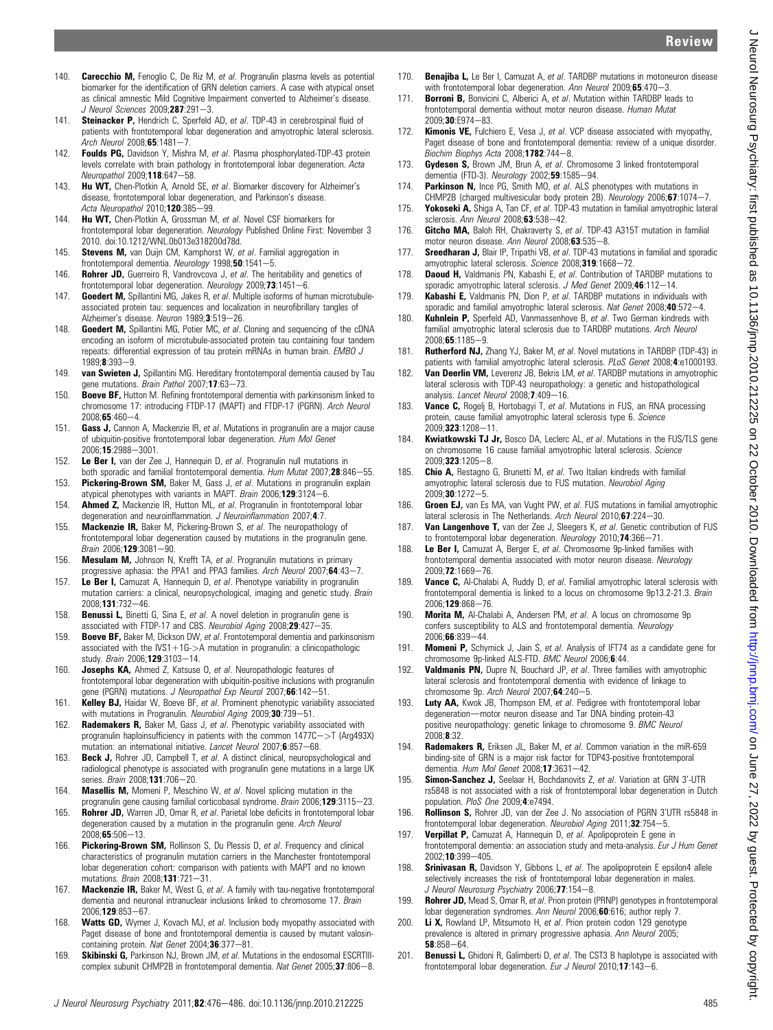140. **Carecchio M,** Fenoglio C, De Riz M, *et al*. Progranulin plasma levels as potential biomarker for the identification of GRN deletion carriers. A case with atypical onset as clinical amnestic Mild Cognitive Impairment converted to Alzheimer's disease. *J Neurol Sciences* 2009;**287**:291–3.
141. **Steinacker P,** Hendrich C, Sperfeld AD, *et al*. TDP-43 in cerebrospinal fluid of patients with frontotemporal lobar degeneration and amyotrophic lateral sclerosis. *Arch Neurol* 2008;**65**:1481–7.
142. **Foulds PG,** Davidson Y, Mishra M, *et al*. Plasma phosphorylated-TDP-43 protein levels correlate with brain pathology in frontotemporal lobar degeneration. *Acta Neuropathol* 2009;**118**:647–58.
143. **Hu WT,** Chen-Plotkin A, Arnold SE, *et al*. Biomarker discovery for Alzheimer's disease, frontotemporal lobar degeneration, and Parkinson's disease. *Acta Neuropathol* 2010;**120**:385–99.
144. **Hu WT,** Chen-Plotkin A, Grossman M, *et al*. Novel CSF biomarkers for frontotemporal lobar degeneration. *Neurology* Published Online First: November 3 2010. doi:10.1212/WNL.0b013e318200d78d.
145. **Stevens M,** van Duijn CM, Kamphorst W, *et al*. Familial aggregation in frontotemporal dementia. *Neurology* 1998;**50**:1541–5.
146. **Rohrer JD,** Guerreiro R, Vandrovcova J, *et al*. The heritability and genetics of frontotemporal lobar degeneration. *Neurology* 2009;**73**:1451–6.
147. **Goedert M,** Spillantini MG, Jakes R, *et al*. Multiple isoforms of human microtubule-associated protein tau: sequences and localization in neurofibrillary tangles of Alzheimer's disease. *Neuron* 1989;**3**:519–26.
148. **Goedert M,** Spillantini MG, Potier MC, *et al*. Cloning and sequencing of the cDNA encoding an isoform of microtubule-associated protein tau containing four tandem repeats: differential expression of tau protein mRNAs in human brain. *EMBO J* 1989;**8**:393–9.
149. **van Swieten J,** Spillantini MG. Hereditary frontotemporal dementia caused by Tau gene mutations. *Brain Pathol* 2007;**17**:63–73.
150. **Boeve BF,** Hutton M. Refining frontotemporal dementia with parkinsonism linked to chromosome 17: introducing FTDP-17 (MAPT) and FTDP-17 (PGRN). *Arch Neurol* 2008;**65**:460–4.
151. **Gass J,** Cannon A, Mackenzie IR, *et al*. Mutations in progranulin are a major cause of ubiquitin-positive frontotemporal lobar degeneration. *Hum Mol Genet* 2006;**15**:2988–3001.
152. **Le Ber I,** van der Zee J, Hannequin D, *et al*. Progranulin null mutations in both sporadic and familial frontotemporal dementia. *Hum Mutat* 2007;**28**:846–55.
153. **Pickering-Brown SM,** Baker M, Gass J, *et al*. Mutations in progranulin explain atypical phenotypes with variants in MAPT. *Brain* 2006;**129**:3124–6.
154. **Ahmed Z,** Mackenzie IR, Hutton ML, *et al*. Progranulin in frontotemporal lobar degeneration and neuroinflammation. *J Neuroinflammation* 2007;**4**:7.
155. **Mackenzie IR,** Baker M, Pickering-Brown S, *et al*. The neuropathology of frontotemporal lobar degeneration caused by mutations in the progranulin gene. *Brain* 2006;**129**:3081–90.
156. **Mesulam M,** Johnson N, Krefft TA, *et al*. Progranulin mutations in primary progressive aphasia: the PPA1 and PPA3 families. *Arch Neurol* 2007;**64**:43–7.
157. **Le Ber I,** Camuzat A, Hannequin D, *et al*. Phenotype variability in progranulin mutation carriers: a clinical, neuropsychological, imaging and genetic study. *Brain* 2008;**131**:732–46.
158. **Benussi L,** Binetti G, Sina E, *et al*. A novel deletion in progranulin gene is associated with FTDP-17 and CBS. *Neurobiol Aging* 2008;**29**:427–35.
159. **Boeve BF,** Baker M, Dickson DW, *et al*. Frontotemporal dementia and parkinsonism associated with the IVS1+1G->A mutation in progranulin: a clinicopathologic study. *Brain* 2006;**129**:3103–14.
160. **Josephs KA,** Ahmed Z, Katsuse O, *et al*. Neuropathologic features of frontotemporal lobar degeneration with ubiquitin-positive inclusions with progranulin gene (PGRN) mutations. *J Neuropathol Exp Neurol* 2007;**66**:142–51.
161. **Kelley BJ,** Haidar W, Boeve BF, *et al*. Prominent phenotypic variability associated with mutations in Progranulin. *Neurobiol Aging* 2009;**30**:739–51.
162. **Rademakers R,** Baker M, Gass J, *et al*. Phenotypic variability associated with progranulin haploinsufficiency in patients with the common 1477C–>T (Arg493X) mutation: an international initiative. *Lancet Neurol* 2007;**6**:857–68.
163. **Beck J,** Rohrer JD, Campbell T, *et al*. A distinct clinical, neuropsychological and radiological phenotype is associated with progranulin gene mutations in a large UK series. *Brain* 2008;**131**:706–20.
164. **Masellis M,** Momeni P, Meschino W, *et al*. Novel splicing mutation in the progranulin gene causing familial corticobasal syndrome. *Brain* 2006;**129**:3115–23.
165. **Rohrer JD,** Warren JD, Omar R, *et al*. Parietal lobe deficits in frontotemporal lobar degeneration caused by a mutation in the progranulin gene. *Arch Neurol* 2008;**65**:506–13.
166. **Pickering-Brown SM,** Rollinson S, Du Plessis D, *et al*. Frequency and clinical characteristics of progranulin mutation carriers in the Manchester frontotemporal lobar degeneration cohort: comparison with patients with MAPT and no known mutations. *Brain* 2008;**131**:721–31.
167. **Mackenzie IR,** Baker M, West G, *et al*. A family with tau-negative frontotemporal dementia and neuronal intranuclear inclusions linked to chromosome 17. *Brain* 2006;**129**:853–67.
168. **Watts GD,** Wymer J, Kovach MJ, *et al*. Inclusion body myopathy associated with Paget disease of bone and frontotemporal dementia is caused by mutant valosin-containing protein. *Nat Genet* 2004;**36**:377–81.
169. **Skibinski G,** Parkinson NJ, Brown JM, *et al*. Mutations in the endosomal ESCRTIII-complex subunit CHMP2B in frontotemporal dementia. *Nat Genet* 2005;**37**:806–8.
170. **Benajiba L,** Le Ber I, Camuzat A, *et al*. TARDBP mutations in motoneuron disease with frontotemporal lobar degeneration. *Ann Neurol* 2009;**65**:470–3.
171. **Borroni B,** Bonvicini C, Alberici A, *et al*. Mutation within TARDBP leads to frontotemporal dementia without motor neuron disease. *Human Mutat* 2009;**30**:E974–83.
172. **Kimonis VE,** Fulchiero E, Vesa J, *et al*. VCP disease associated with myopathy, Paget disease of bone and frontotemporal dementia: review of a unique disorder. *Biochim Biophys Acta* 2008;**1782**:744–8.
173. **Gydesen S,** Brown JM, Brun A, *et al*. Chromosome 3 linked frontotemporal dementia (FTD-3). *Neurology* 2002;**59**:1585–94.
174. **Parkinson N,** Ince PG, Smith MO, *et al*. ALS phenotypes with mutations in CHMP2B (charged multivesicular body protein 2B). *Neurology* 2006;**67**:1074–7.
175. **Yokoseki A,** Shiga A, Tan CF, *et al*. TDP-43 mutation in familial amyotrophic lateral sclerosis. *Ann Neurol* 2008;**63**:538–42.
176. **Gitcho MA,** Baloh RH, Chakraverty S, *et al*. TDP-43 A315T mutation in familial motor neuron disease. *Ann Neurol* 2008;**63**:535–8.
177. **Sreedharan J,** Blair IP, Tripathi VB, *et al*. TDP-43 mutations in familial and sporadic amyotrophic lateral sclerosis. *Science* 2008;**319**:1668–72.
178. **Daoud H,** Valdmanis PN, Kabashi E, *et al*. Contribution of TARDBP mutations to sporadic amyotrophic lateral sclerosis. *J Med Genet* 2009;**46**:112–14.
179. **Kabashi E,** Valdmanis PN, Dion P, *et al*. TARDBP mutations in individuals with sporadic and familial amyotrophic lateral sclerosis. *Nat Genet* 2008;**40**:572–4.
180. **Kuhnlein P,** Sperfeld AD, Vanmassenhove B, *et al*. Two German kindreds with familial amyotrophic lateral sclerosis due to TARDBP mutations. *Arch Neurol* 2008;**65**:1185–9.
181. **Rutherford NJ,** Zhang YJ, Baker M, *et al*. Novel mutations in TARDBP (TDP-43) in patients with familial amyotrophic lateral sclerosis. *PLoS Genet* 2008;**4**:e1000193.
182. **Van Deerlin VM,** Leverenz JB, Bekris LM, *et al*. TARDBP mutations in amyotrophic lateral sclerosis with TDP-43 neuropathology: a genetic and histopathological analysis. *Lancet Neurol* 2008;**7**:409–16.
183. **Vance C,** Rogelj B, Hortobagyi T, *et al*. Mutations in FUS, an RNA processing protein, cause familial amyotrophic lateral sclerosis type 6. *Science* 2009;**323**:1208–11.
184. **Kwiatkowski TJ Jr,** Bosco DA, Leclerc AL, *et al*. Mutations in the FUS/TLS gene on chromosome 16 cause familial amyotrophic lateral sclerosis. *Science* 2009;**323**:1205–8.
185. **Chio A,** Restagno G, Brunetti M, *et al*. Two Italian kindreds with familial amyotrophic lateral sclerosis due to FUS mutation. *Neurobiol Aging* 2009;**30**:1272–5.
186. **Groen EJ,** van Es MA, van Vught PW, *et al*. FUS mutations in familial amyotrophic lateral sclerosis in The Netherlands. *Arch Neurol* 2010;**67**:224–30.
187. **Van Langenhove T,** van der Zee J, Sleegers K, *et al*. Genetic contribution of FUS to frontotemporal lobar degeneration. *Neurology* 2010;**74**:366–71.
188. **Le Ber I,** Camuzat A, Berger E, *et al*. Chromosome 9p-linked families with frontotemporal dementia associated with motor neuron disease. *Neurology* 2009;**72**:1669–76.
189. **Vance C,** Al-Chalabi A, Ruddy D, *et al*. Familial amyotrophic lateral sclerosis with frontotemporal dementia is linked to a locus on chromosome 9p13.2-21.3. *Brain* 2006;**129**:868–76.
190. **Morita M,** Al-Chalabi A, Andersen PM, *et al*. A locus on chromosome 9p confers susceptibility to ALS and frontotemporal dementia. *Neurology* 2006;**66**:839–44.
191. **Momeni P,** Schymick J, Jain S, *et al*. Analysis of IFT74 as a candidate gene for chromosome 9p-linked ALS-FTD. *BMC Neurol* 2006;**6**:44.
192. **Valdmanis PN,** Dupre N, Bouchard JP, *et al*. Three families with amyotrophic lateral sclerosis and frontotemporal dementia with evidence of linkage to chromosome 9p. *Arch Neurol* 2007;**64**:240–5.
193. **Luty AA,** Kwok JB, Thompson EM, *et al*. Pedigree with frontotemporal lobar degeneration—motor neuron disease and Tar DNA binding protein-43 positive neuropathology: genetic linkage to chromosome 9. *BMC Neurol* 2008;**8**:32.
194. **Rademakers R,** Eriksen JL, Baker M, *et al*. Common variation in the miR-659 binding-site of GRN is a major risk factor for TDP43-positive frontotemporal dementia. *Hum Mol Genet* 2008;**17**:3631–42.
195. **Simon-Sanchez J,** Seelaar H, Bochdanovits Z, *et al*. Variation at GRN 3'-UTR rs5848 is not associated with a risk of frontotemporal lobar degeneration in Dutch population. *PloS One* 2009;**4**:e7494.
196. **Rollinson S,** Rohrer JD, van der Zee J. No association of PGRN 3'UTR rs5848 in frontotemporal lobar degeneration. *Neurobiol Aging* 2011;**32**:754–5.
197. **Verpillat P,** Camuzat A, Hannequin D, *et al*. Apolipoprotein E gene in frontotemporal dementia: an association study and meta-analysis. *Eur J Hum Genet* 2002;**10**:399–405.
198. **Srinivasan R,** Davidson Y, Gibbons L, *et al*. The apolipoprotein E epsilon4 allele selectively increases the risk of frontotemporal lobar degeneration in males. *J Neurol Neurosurg Psychiatry* 2006;**77**:154–8.
199. **Rohrer JD,** Mead S, Omar R, *et al*. Prion protein (PRNP) genotypes in frontotemporal lobar degeneration syndromes. *Ann Neurol* 2006;**60**:616; author reply 7.
200. **Li X,** Rowland LP, Mitsumoto H, *et al*. Prion protein codon 129 genotype prevalence is altered in primary progressive aphasia. *Ann Neurol* 2005; **58**:858–64.
201. **Benussi L,** Ghidoni R, Galimberti D, *et al*. The CST3 B haplotype is associated with frontotemporal lobar degeneration. *Eur J Neurol* 2010;**17**:143–6.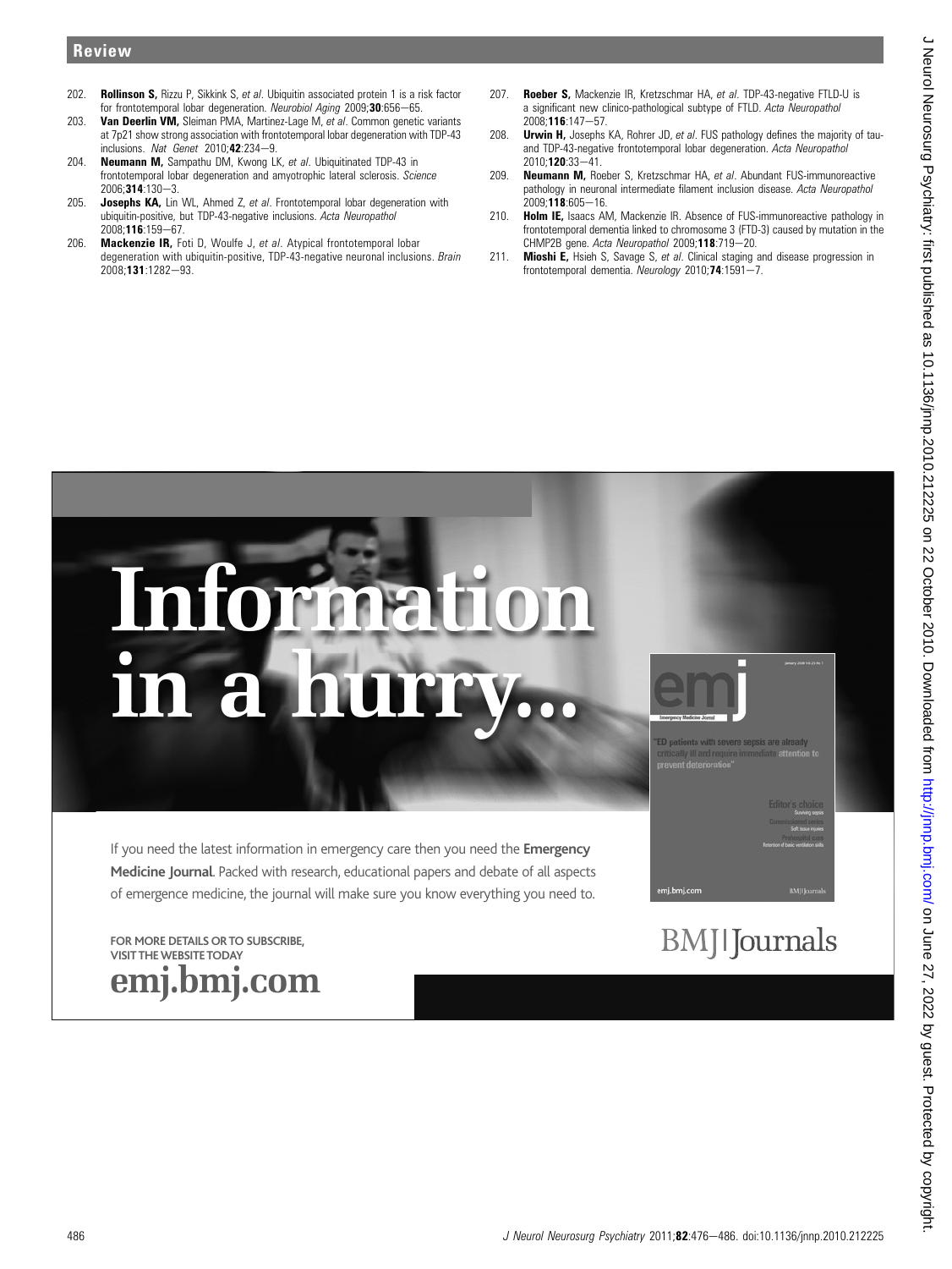202. **Rollinson S,** Rizzu P, Sikkink S, *et al*. Ubiquitin associated protein 1 is a risk factor for frontotemporal lobar degeneration. *Neurobiol Aging* 2009;**30**:656—65.
203. **Van Deerlin VM,** Sleiman PMA, Martinez-Lage M, *et al*. Common genetic variants at 7p21 show strong association with frontotemporal lobar degeneration with TDP-43 inclusions. *Nat Genet* 2010;**42**:234—9.
204. **Neumann M,** Sampathu DM, Kwong LK, *et al*. Ubiquitinated TDP-43 in frontotemporal lobar degeneration and amyotrophic lateral sclerosis. *Science* 2006;**314**:130—3.
205. **Josephs KA,** Lin WL, Ahmed Z, *et al*. Frontotemporal lobar degeneration with ubiquitin-positive, but TDP-43-negative inclusions. *Acta Neuropathol* 2008;**116**:159—67.
206. **Mackenzie IR,** Foti D, Woulfe J, *et al*. Atypical frontotemporal lobar degeneration with ubiquitin-positive, TDP-43-negative neuronal inclusions. *Brain* 2008;**131**:1282—93.
207. **Roeber S,** Mackenzie IR, Kretzschmar HA, *et al*. TDP-43-negative FTLD-U is a significant new clinico-pathological subtype of FTLD. *Acta Neuropathol* 2008;**116**:147—57.
208. **Urwin H,** Josephs KA, Rohrer JD, *et al*. FUS pathology defines the majority of tau- and TDP-43-negative frontotemporal lobar degeneration. *Acta Neuropathol* 2010;**120**:33—41.
209. **Neumann M,** Roeber S, Kretzschmar HA, *et al*. Abundant FUS-immunoreactive pathology in neuronal intermediate filament inclusion disease. *Acta Neuropathol* 2009;**118**:605—16.
210. **Holm IE,** Isaacs AM, Mackenzie IR. Absence of FUS-immunoreactive pathology in frontotemporal dementia linked to chromosome 3 (FTD-3) caused by mutation in the CHMP2B gene. *Acta Neuropathol* 2009;**118**:719—20.
211. **Mioshi E,** Hsieh S, Savage S, *et al*. Clinical staging and disease progression in frontotemporal dementia. *Neurology* 2010;**74**:1591—7.

# Information in a hurry...

If you need the latest information in emergency care then you need the **Emergency Medicine Journal**. Packed with research, educational papers and debate of all aspects of emergence medicine, the journal will make sure you know everything you need to.

FOR MORE DETAILS OR TO SUBSCRIBE, VISIT THE WEBSITE TODAY

**emj.bmj.com**

BMJ|Journals